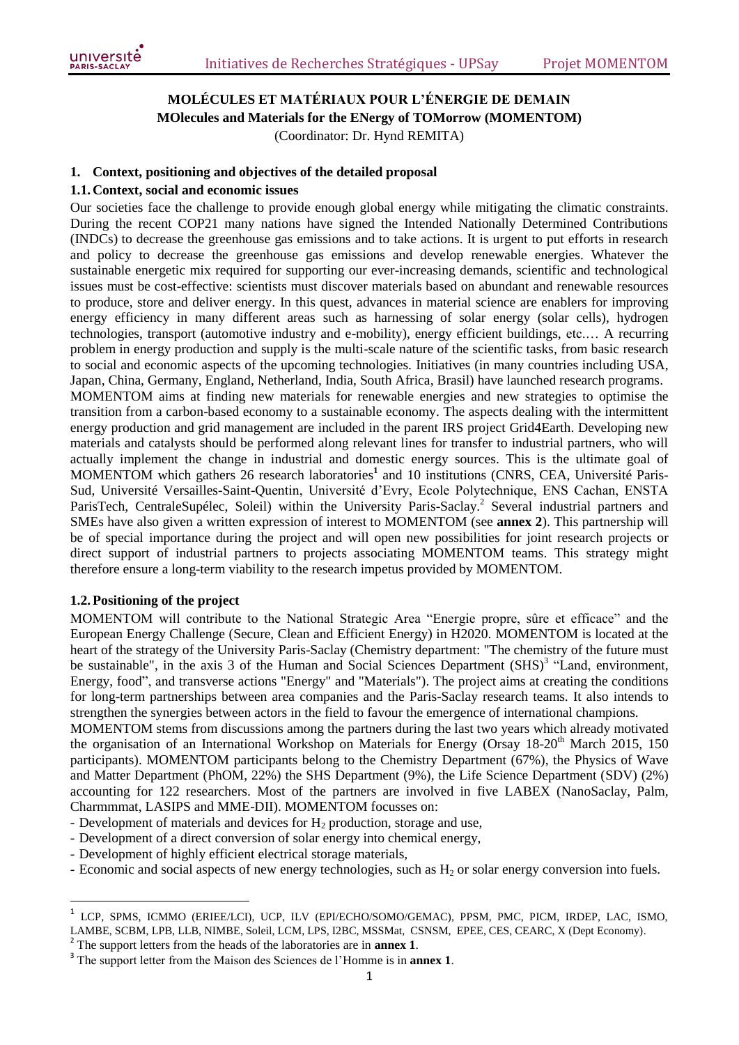**MOLÉCULES ET MATÉRIAUX POUR L'ÉNERGIE DE DEMAIN**
**MOlecules and Materials for the ENergy of TOMorrow (MOMENTOM)**
(Coordinator: Dr. Hynd REMITA)

## 1. Context, positioning and objectives of the detailed proposal

### 1.1. Context, social and economic issues

Our societies face the challenge to provide enough global energy while mitigating the climatic constraints. During the recent COP21 many nations have signed the Intended Nationally Determined Contributions (INDCs) to decrease the greenhouse gas emissions and to take actions. It is urgent to put efforts in research and policy to decrease the greenhouse gas emissions and develop renewable energies. Whatever the sustainable energetic mix required for supporting our ever-increasing demands, scientific and technological issues must be cost-effective: scientists must discover materials based on abundant and renewable resources to produce, store and deliver energy. In this quest, advances in material science are enablers for improving energy efficiency in many different areas such as harnessing of solar energy (solar cells), hydrogen technologies, transport (automotive industry and e-mobility), energy efficient buildings, etc.… A recurring problem in energy production and supply is the multi-scale nature of the scientific tasks, from basic research to social and economic aspects of the upcoming technologies. Initiatives (in many countries including USA, Japan, China, Germany, England, Netherland, India, South Africa, Brasil) have launched research programs.

MOMENTOM aims at finding new materials for renewable energies and new strategies to optimise the transition from a carbon-based economy to a sustainable economy. The aspects dealing with the intermittent energy production and grid management are included in the parent IRS project Grid4Earth. Developing new materials and catalysts should be performed along relevant lines for transfer to industrial partners, who will actually implement the change in industrial and domestic energy sources. This is the ultimate goal of MOMENTOM which gathers 26 research laboratories[1] and 10 institutions (CNRS, CEA, Université Paris-Sud, Université Versailles-Saint-Quentin, Université d'Evry, Ecole Polytechnique, ENS Cachan, ENSTA ParisTech, CentraleSupélec, Soleil) within the University Paris-Saclay.[2] Several industrial partners and SMEs have also given a written expression of interest to MOMENTOM (see **annex 2**). This partnership will be of special importance during the project and will open new possibilities for joint research projects or direct support of industrial partners to projects associating MOMENTOM teams. This strategy might therefore ensure a long-term viability to the research impetus provided by MOMENTOM.

### 1.2. Positioning of the project

MOMENTOM will contribute to the National Strategic Area "Energie propre, sûre et efficace" and the European Energy Challenge (Secure, Clean and Efficient Energy) in H2020. MOMENTOM is located at the heart of the strategy of the University Paris-Saclay (Chemistry department: "The chemistry of the future must be sustainable", in the axis 3 of the Human and Social Sciences Department (SHS)[3] "Land, environment, Energy, food", and transverse actions "Energy" and "Materials"). The project aims at creating the conditions for long-term partnerships between area companies and the Paris-Saclay research teams. It also intends to strengthen the synergies between actors in the field to favour the emergence of international champions.

MOMENTOM stems from discussions among the partners during the last two years which already motivated the organisation of an International Workshop on Materials for Energy (Orsay 18-20th March 2015, 150 participants). MOMENTOM participants belong to the Chemistry Department (67%), the Physics of Wave and Matter Department (PhOM, 22%) the SHS Department (9%), the Life Science Department (SDV) (2%) accounting for 122 researchers. Most of the partners are involved in five LABEX (NanoSaclay, Palm, Charmmmat, LASIPS and MME-DII). MOMENTOM focusses on:

- Development of materials and devices for $H_2$ production, storage and use,
- Development of a direct conversion of solar energy into chemical energy,
- Development of highly efficient electrical storage materials,
- Economic and social aspects of new energy technologies, such as $H_2$ or solar energy conversion into fuels.

---

[1] LCP, SPMS, ICMMO (ERIEE/LCI), UCP, ILV (EPI/ECHO/SOMO/GEMAC), PPSM, PMC, PICM, IRDEP, LAC, ISMO, LAMBE, SCBM, LPB, LLB, NIMBE, Soleil, LCM, LPS, I2BC, MSSMat, CSNSM, EPEE, CES, CEARC, X (Dept Economy).

[2] The support letters from the heads of the laboratories are in **annex 1**.

[3] The support letter from the Maison des Sciences de l'Homme is in **annex 1**.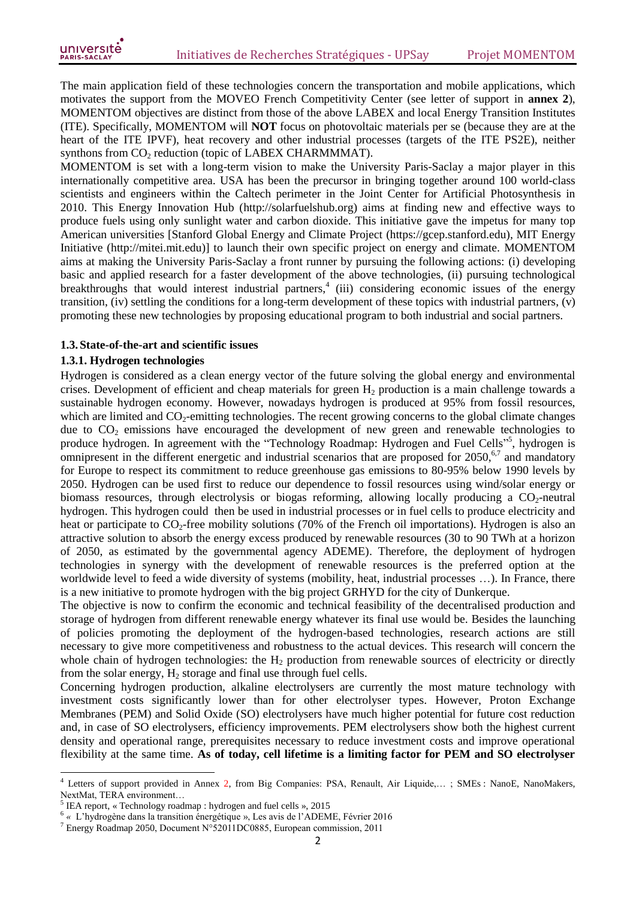The main application field of these technologies concern the transportation and mobile applications, which motivates the support from the MOVEO French Competitivity Center (see letter of support in **annex 2**), MOMENTOM objectives are distinct from those of the above LABEX and local Energy Transition Institutes (ITE). Specifically, MOMENTOM will **NOT** focus on photovoltaic materials per se (because they are at the heart of the ITE IPVF), heat recovery and other industrial processes (targets of the ITE PS2E), neither synthons from $CO_2$ reduction (topic of LABEX CHARMMMAT).

MOMENTOM is set with a long-term vision to make the University Paris-Saclay a major player in this internationally competitive area. USA has been the precursor in bringing together around 100 world-class scientists and engineers within the Caltech perimeter in the Joint Center for Artificial Photosynthesis in 2010. This Energy Innovation Hub (http://solarfuelshub.org) aims at finding new and effective ways to produce fuels using only sunlight water and carbon dioxide. This initiative gave the impetus for many top American universities [Stanford Global Energy and Climate Project (https://gcep.stanford.edu), MIT Energy Initiative (http://mitei.mit.edu)] to launch their own specific project on energy and climate. MOMENTOM aims at making the University Paris-Saclay a front runner by pursuing the following actions: (i) developing basic and applied research for a faster development of the above technologies, (ii) pursuing technological breakthroughs that would interest industrial partners,[4] (iii) considering economic issues of the energy transition, (iv) settling the conditions for a long-term development of these topics with industrial partners, (v) promoting these new technologies by proposing educational program to both industrial and social partners.

### 1.3. State-of-the-art and scientific issues

#### 1.3.1. Hydrogen technologies

Hydrogen is considered as a clean energy vector of the future solving the global energy and environmental crises. Development of efficient and cheap materials for green $H_2$ production is a main challenge towards a sustainable hydrogen economy. However, nowadays hydrogen is produced at 95% from fossil resources, which are limited and $CO_2$-emitting technologies. The recent growing concerns to the global climate changes due to $CO_2$ emissions have encouraged the development of new green and renewable technologies to produce hydrogen. In agreement with the "Technology Roadmap: Hydrogen and Fuel Cells"[5], hydrogen is omnipresent in the different energetic and industrial scenarios that are proposed for 2050,[6,7] and mandatory for Europe to respect its commitment to reduce greenhouse gas emissions to 80-95% below 1990 levels by 2050. Hydrogen can be used first to reduce our dependence to fossil resources using wind/solar energy or biomass resources, through electrolysis or biogas reforming, allowing locally producing a $CO_2$-neutral hydrogen. This hydrogen could then be used in industrial processes or in fuel cells to produce electricity and heat or participate to $CO_2$-free mobility solutions (70% of the French oil importations). Hydrogen is also an attractive solution to absorb the energy excess produced by renewable resources (30 to 90 TWh at a horizon of 2050, as estimated by the governmental agency ADEME). Therefore, the deployment of hydrogen technologies in synergy with the development of renewable resources is the preferred option at the worldwide level to feed a wide diversity of systems (mobility, heat, industrial processes …). In France, there is a new initiative to promote hydrogen with the big project GRHYD for the city of Dunkerque.

The objective is now to confirm the economic and technical feasibility of the decentralised production and storage of hydrogen from different renewable energy whatever its final use would be. Besides the launching of policies promoting the deployment of the hydrogen-based technologies, research actions are still necessary to give more competitiveness and robustness to the actual devices. This research will concern the whole chain of hydrogen technologies: the $H_2$ production from renewable sources of electricity or directly from the solar energy, $H_2$ storage and final use through fuel cells.

Concerning hydrogen production, alkaline electrolysers are currently the most mature technology with investment costs significantly lower than for other electrolyser types. However, Proton Exchange Membranes (PEM) and Solid Oxide (SO) electrolysers have much higher potential for future cost reduction and, in case of SO electrolysers, efficiency improvements. PEM electrolysers show both the highest current density and operational range, prerequisites necessary to reduce investment costs and improve operational flexibility at the same time. **As of today, cell lifetime is a limiting factor for PEM and SO electrolyser**

---

[4] Letters of support provided in Annex 2, from Big Companies: PSA, Renault, Air Liquide,… ; SMEs : NanoE, NanoMakers, NextMat, TERA environment…

[5] IEA report, « Technology roadmap : hydrogen and fuel cells », 2015

[6] « L'hydrogène dans la transition énergétique », Les avis de l'ADEME, Février 2016

[7] Energy Roadmap 2050, Document N°52011DC0885, European commission, 2011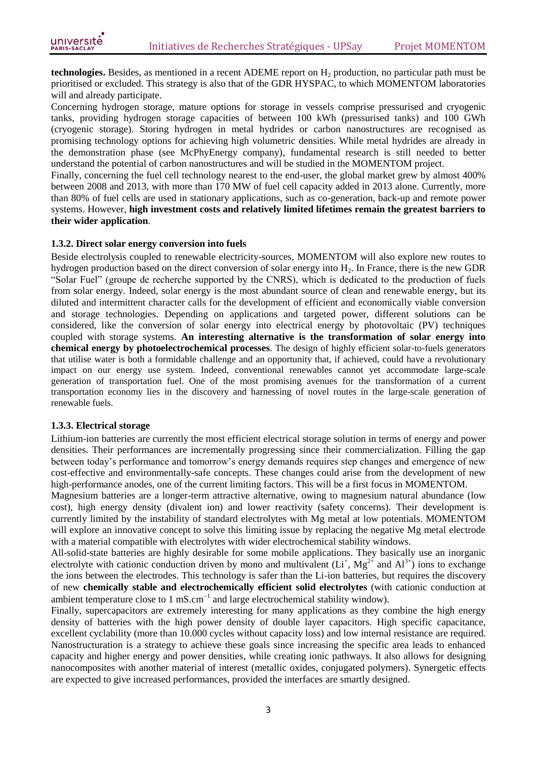**technologies.** Besides, as mentioned in a recent ADEME report on $H_2$ production, no particular path must be prioritised or excluded. This strategy is also that of the GDR HYSPAC, to which MOMENTOM laboratories will and already participate.

Concerning hydrogen storage, mature options for storage in vessels comprise pressurised and cryogenic tanks, providing hydrogen storage capacities of between 100 kWh (pressurised tanks) and 100 GWh (cryogenic storage). Storing hydrogen in metal hydrides or carbon nanostructures are recognised as promising technology options for achieving high volumetric densities. While metal hydrides are already in the demonstration phase (see McPhyEnergy company), fundamental research is still needed to better understand the potential of carbon nanostructures and will be studied in the MOMENTOM project.

Finally, concerning the fuel cell technology nearest to the end-user, the global market grew by almost 400% between 2008 and 2013, with more than 170 MW of fuel cell capacity added in 2013 alone. Currently, more than 80% of fuel cells are used in stationary applications, such as co-generation, back-up and remote power systems. However, **high investment costs and relatively limited lifetimes remain the greatest barriers to their wider application**.

#### 1.3.2. Direct solar energy conversion into fuels

Beside electrolysis coupled to renewable electricity-sources, MOMENTOM will also explore new routes to hydrogen production based on the direct conversion of solar energy into $H_2$. In France, there is the new GDR "Solar Fuel" (groupe de recherche supported by the CNRS), which is dedicated to the production of fuels from solar energy. Indeed, solar energy is the most abundant source of clean and renewable energy, but its diluted and intermittent character calls for the development of efficient and economically viable conversion and storage technologies. Depending on applications and targeted power, different solutions can be considered, like the conversion of solar energy into electrical energy by photovoltaic (PV) techniques coupled with storage systems. **An interesting alternative is the transformation of solar energy into chemical energy by photoelectrochemical processes**. The design of highly efficient solar-to-fuels generators that utilise water is both a formidable challenge and an opportunity that, if achieved, could have a revolutionary impact on our energy use system. Indeed, conventional renewables cannot yet accommodate large-scale generation of transportation fuel. One of the most promising avenues for the transformation of a current transportation economy lies in the discovery and harnessing of novel routes in the large-scale generation of renewable fuels.

#### 1.3.3. Electrical storage

Lithium-ion batteries are currently the most efficient electrical storage solution in terms of energy and power densities. Their performances are incrementally progressing since their commercialization. Filling the gap between today's performance and tomorrow's energy demands requires step changes and emergence of new cost-effective and environmentally-safe concepts. These changes could arise from the development of new high-performance anodes, one of the current limiting factors. This will be a first focus in MOMENTOM.

Magnesium batteries are a longer-term attractive alternative, owing to magnesium natural abundance (low cost), high energy density (divalent ion) and lower reactivity (safety concerns). Their development is currently limited by the instability of standard electrolytes with Mg metal at low potentials. MOMENTOM will explore an innovative concept to solve this limiting issue by replacing the negative Mg metal electrode with a material compatible with electrolytes with wider electrochemical stability windows.

All-solid-state batteries are highly desirable for some mobile applications. They basically use an inorganic electrolyte with cationic conduction driven by mono and multivalent ($Li^+$, $Mg^{2+}$ and $Al^{3+}$) ions to exchange the ions between the electrodes. This technology is safer than the Li-ion batteries, but requires the discovery of new **chemically stable and electrochemically efficient solid electrolytes** (with cationic conduction at ambient temperature close to 1 $mS.cm^{-1}$ and large electrochemical stability window).

Finally, supercapacitors are extremely interesting for many applications as they combine the high energy density of batteries with the high power density of double layer capacitors. High specific capacitance, excellent cyclability (more than 10.000 cycles without capacity loss) and low internal resistance are required. Nanostructuration is a strategy to achieve these goals since increasing the specific area leads to enhanced capacity and higher energy and power densities, while creating ionic pathways. It also allows for designing nanocomposites with another material of interest (metallic oxides, conjugated polymers). Synergetic effects are expected to give increased performances, provided the interfaces are smartly designed.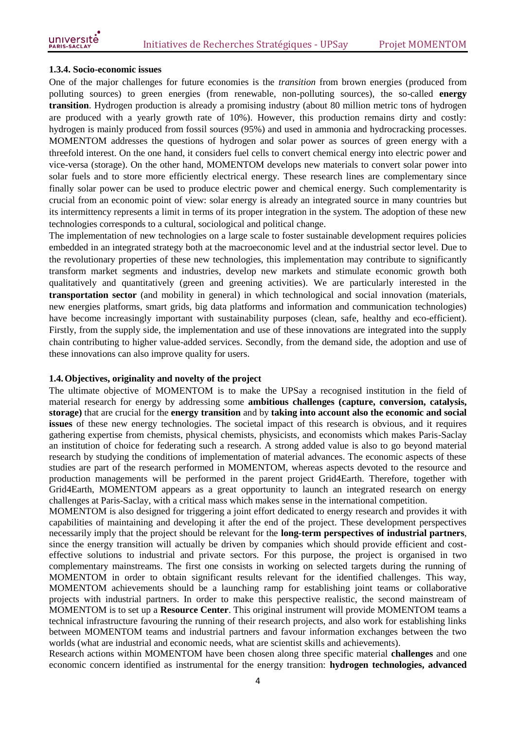### 1.3.4. Socio-economic issues

One of the major challenges for future economies is the *transition* from brown energies (produced from polluting sources) to green energies (from renewable, non-polluting sources), the so-called **energy transition**. Hydrogen production is already a promising industry (about 80 million metric tons of hydrogen are produced with a yearly growth rate of 10%). However, this production remains dirty and costly: hydrogen is mainly produced from fossil sources (95%) and used in ammonia and hydrocracking processes. MOMENTOM addresses the questions of hydrogen and solar power as sources of green energy with a threefold interest. On the one hand, it considers fuel cells to convert chemical energy into electric power and vice-versa (storage). On the other hand, MOMENTOM develops new materials to convert solar power into solar fuels and to store more efficiently electrical energy. These research lines are complementary since finally solar power can be used to produce electric power and chemical energy. Such complementarity is crucial from an economic point of view: solar energy is already an integrated source in many countries but its intermittency represents a limit in terms of its proper integration in the system. The adoption of these new technologies corresponds to a cultural, sociological and political change.

The implementation of new technologies on a large scale to foster sustainable development requires policies embedded in an integrated strategy both at the macroeconomic level and at the industrial sector level. Due to the revolutionary properties of these new technologies, this implementation may contribute to significantly transform market segments and industries, develop new markets and stimulate economic growth both qualitatively and quantitatively (green and greening activities). We are particularly interested in the **transportation sector** (and mobility in general) in which technological and social innovation (materials, new energies platforms, smart grids, big data platforms and information and communication technologies) have become increasingly important with sustainability purposes (clean, safe, healthy and eco-efficient). Firstly, from the supply side, the implementation and use of these innovations are integrated into the supply chain contributing to higher value-added services. Secondly, from the demand side, the adoption and use of these innovations can also improve quality for users.

### 1.4. Objectives, originality and novelty of the project

The ultimate objective of MOMENTOM is to make the UPSay a recognised institution in the field of material research for energy by addressing some **ambitious challenges (capture, conversion, catalysis, storage)** that are crucial for the **energy transition** and by **taking into account also the economic and social issues** of these new energy technologies. The societal impact of this research is obvious, and it requires gathering expertise from chemists, physical chemists, physicists, and economists which makes Paris-Saclay an institution of choice for federating such a research. A strong added value is also to go beyond material research by studying the conditions of implementation of material advances. The economic aspects of these studies are part of the research performed in MOMENTOM, whereas aspects devoted to the resource and production managements will be performed in the parent project Grid4Earth. Therefore, together with Grid4Earth, MOMENTOM appears as a great opportunity to launch an integrated research on energy challenges at Paris-Saclay, with a critical mass which makes sense in the international competition.

MOMENTOM is also designed for triggering a joint effort dedicated to energy research and provides it with capabilities of maintaining and developing it after the end of the project. These development perspectives necessarily imply that the project should be relevant for the **long-term perspectives of industrial partners**, since the energy transition will actually be driven by companies which should provide efficient and cost-effective solutions to industrial and private sectors. For this purpose, the project is organised in two complementary mainstreams. The first one consists in working on selected targets during the running of MOMENTOM in order to obtain significant results relevant for the identified challenges. This way, MOMENTOM achievements should be a launching ramp for establishing joint teams or collaborative projects with industrial partners. In order to make this perspective realistic, the second mainstream of MOMENTOM is to set up a **Resource Center**. This original instrument will provide MOMENTOM teams a technical infrastructure favouring the running of their research projects, and also work for establishing links between MOMENTOM teams and industrial partners and favour information exchanges between the two worlds (what are industrial and economic needs, what are scientist skills and achievements).

Research actions within MOMENTOM have been chosen along three specific material **challenges** and one economic concern identified as instrumental for the energy transition: **hydrogen technologies, advanced**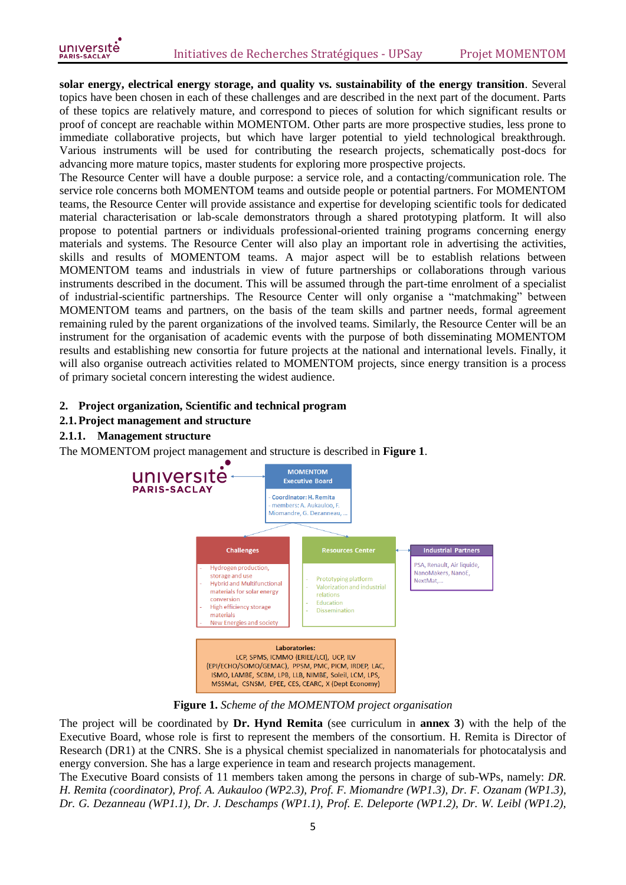**solar energy, electrical energy storage, and quality vs. sustainability of the energy transition**. Several topics have been chosen in each of these challenges and are described in the next part of the document. Parts of these topics are relatively mature, and correspond to pieces of solution for which significant results or proof of concept are reachable within MOMENTOM. Other parts are more prospective studies, less prone to immediate collaborative projects, but which have larger potential to yield technological breakthrough. Various instruments will be used for contributing the research projects, schematically post-docs for advancing more mature topics, master students for exploring more prospective projects.

The Resource Center will have a double purpose: a service role, and a contacting/communication role. The service role concerns both MOMENTOM teams and outside people or potential partners. For MOMENTOM teams, the Resource Center will provide assistance and expertise for developing scientific tools for dedicated material characterisation or lab-scale demonstrators through a shared prototyping platform. It will also propose to potential partners or individuals professional-oriented training programs concerning energy materials and systems. The Resource Center will also play an important role in advertising the activities, skills and results of MOMENTOM teams. A major aspect will be to establish relations between MOMENTOM teams and industrials in view of future partnerships or collaborations through various instruments described in the document. This will be assumed through the part-time enrolment of a specialist of industrial-scientific partnerships. The Resource Center will only organise a "matchmaking" between MOMENTOM teams and partners, on the basis of the team skills and partner needs, formal agreement remaining ruled by the parent organizations of the involved teams. Similarly, the Resource Center will be an instrument for the organisation of academic events with the purpose of both disseminating MOMENTOM results and establishing new consortia for future projects at the national and international levels. Finally, it will also organise outreach activities related to MOMENTOM projects, since energy transition is a process of primary societal concern interesting the widest audience.

## 2. Project organization, Scientific and technical program

### 2.1. Project management and structure

#### 2.1.1. Management structure

The MOMENTOM project management and structure is described in **Figure 1**.

université PARIS-SACLAY

MOMENTOM Executive Board
- Coordinator: H. Remita
- members: A. Aukauloo, F. Miomandre, G. Dezanneau, …

Challenges
- Hydrogen production, storage and use
- Hybrid and Multifunctional materials for solar energy conversion
- High efficiency storage materials
- New Energies and society

Resources Center
- Prototyping platform
- Valorization and industrial relations
- Education
- Dissemination

Industrial Partners
PSA, Renault, Air liquide, NanoMakers, NanoE, NextMat,…

Laboratories:
LCP, SPMS, ICMMO (ERIEE/LCI), UCP, ILV (EPI/ECHO/SOMO/GEMAC), PPSM, PMC, PICM, IRDEP, LAC, ISMO, LAMBE, SCBM, LPB, LLB, NIMBE, Soleil, LCM, LPS, MSSMat, CSNSM, EPEE, CES, CEARC, X (Dept Economy)

**Figure 1.** *Scheme of the MOMENTOM project organisation*

The project will be coordinated by **Dr. Hynd Remita** (see curriculum in **annex 3**) with the help of the Executive Board, whose role is first to represent the members of the consortium. H. Remita is Director of Research (DR1) at the CNRS. She is a physical chemist specialized in nanomaterials for photocatalysis and energy conversion. She has a large experience in team and research projects management.

The Executive Board consists of 11 members taken among the persons in charge of sub-WPs, namely: *DR. H. Remita (coordinator), Prof. A. Aukauloo (WP2.3), Prof. F. Miomandre (WP1.3), Dr. F. Ozanam (WP1.3), Dr. G. Dezanneau (WP1.1), Dr. J. Deschamps (WP1.1), Prof. E. Deleporte (WP1.2), Dr. W. Leibl (WP1.2),*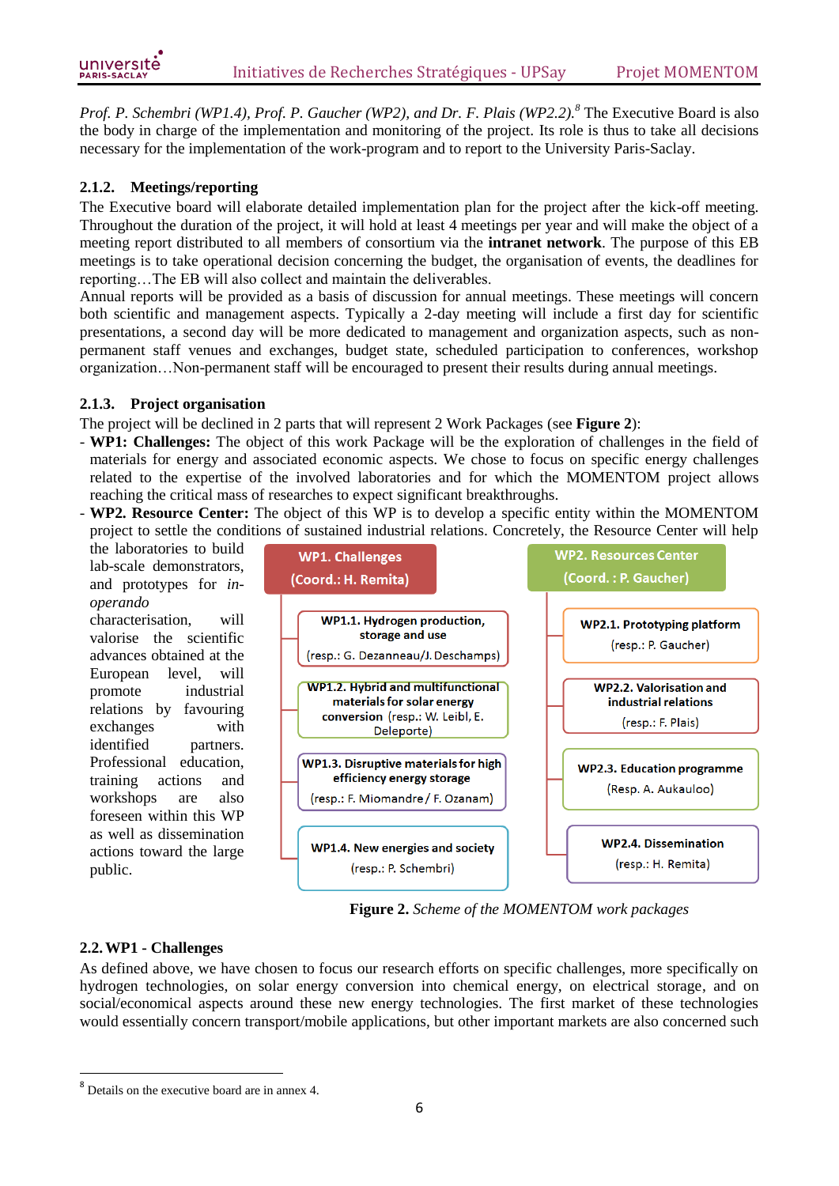*Prof. P. Schembri (WP1.4), Prof. P. Gaucher (WP2), and Dr. F. Plais (WP2.2).*[8] The Executive Board is also the body in charge of the implementation and monitoring of the project. Its role is thus to take all decisions necessary for the implementation of the work-program and to report to the University Paris-Saclay.

### 2.1.2. Meetings/reporting

The Executive board will elaborate detailed implementation plan for the project after the kick-off meeting. Throughout the duration of the project, it will hold at least 4 meetings per year and will make the object of a meeting report distributed to all members of consortium via the **intranet network**. The purpose of this EB meetings is to take operational decision concerning the budget, the organisation of events, the deadlines for reporting…The EB will also collect and maintain the deliverables.

Annual reports will be provided as a basis of discussion for annual meetings. These meetings will concern both scientific and management aspects. Typically a 2-day meeting will include a first day for scientific presentations, a second day will be more dedicated to management and organization aspects, such as non-permanent staff venues and exchanges, budget state, scheduled participation to conferences, workshop organization…Non-permanent staff will be encouraged to present their results during annual meetings.

### 2.1.3. Project organisation

The project will be declined in 2 parts that will represent 2 Work Packages (see **Figure 2**):

- **WP1: Challenges:** The object of this work Package will be the exploration of challenges in the field of materials for energy and associated economic aspects. We chose to focus on specific energy challenges related to the expertise of the involved laboratories and for which the MOMENTOM project allows reaching the critical mass of researches to expect significant breakthroughs.
- **WP2. Resource Center:** The object of this WP is to develop a specific entity within the MOMENTOM project to settle the conditions of sustained industrial relations. Concretely, the Resource Center will help the laboratories to build lab-scale demonstrators, and prototypes for *in-operando* characterisation, will valorise the scientific advances obtained at the European level, will promote industrial relations by favouring exchanges with identified partners. Professional education, training actions and workshops are also foreseen within this WP as well as dissemination actions toward the large public.

WP1. Challenges (Coord.: H. Remita)
WP1.1. Hydrogen production, storage and use (resp.: G. Dezanneau/J. Deschamps)
WP1.2. Hybrid and multifunctional materials for solar energy conversion (resp.: W. Leibl, E. Deleporte)
WP1.3. Disruptive materials for high efficiency energy storage (resp.: F. Miomandre / F. Ozanam)
WP1.4. New energies and society (resp.: P. Schembri)

WP2. Resources Center (Coord. : P. Gaucher)
WP2.1. Prototyping platform (resp.: P. Gaucher)
WP2.2. Valorisation and industrial relations (resp.: F. Plais)
WP2.3. Education programme (Resp. A. Aukauloo)
WP2.4. Dissemination (resp.: H. Remita)

**Figure 2.** *Scheme of the MOMENTOM work packages*

## 2.2. WP1 - Challenges

As defined above, we have chosen to focus our research efforts on specific challenges, more specifically on hydrogen technologies, on solar energy conversion into chemical energy, on electrical storage, and on social/economical aspects around these new energy technologies. The first market of these technologies would essentially concern transport/mobile applications, but other important markets are also concerned such

[8] Details on the executive board are in annex 4.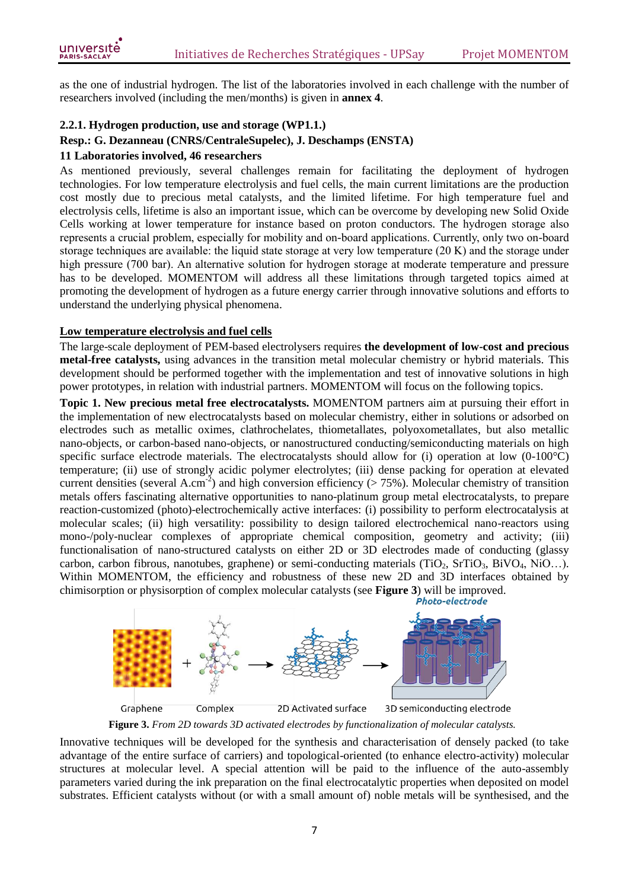as the one of industrial hydrogen. The list of the laboratories involved in each challenge with the number of researchers involved (including the men/months) is given in **annex 4**.

### 2.2.1. Hydrogen production, use and storage (WP1.1.)

**Resp.: G. Dezanneau (CNRS/CentraleSupelec), J. Deschamps (ENSTA)**

**11 Laboratories involved, 46 researchers**

As mentioned previously, several challenges remain for facilitating the deployment of hydrogen technologies. For low temperature electrolysis and fuel cells, the main current limitations are the production cost mostly due to precious metal catalysts, and the limited lifetime. For high temperature fuel and electrolysis cells, lifetime is also an important issue, which can be overcome by developing new Solid Oxide Cells working at lower temperature for instance based on proton conductors. The hydrogen storage also represents a crucial problem, especially for mobility and on-board applications. Currently, only two on-board storage techniques are available: the liquid state storage at very low temperature (20 K) and the storage under high pressure (700 bar). An alternative solution for hydrogen storage at moderate temperature and pressure has to be developed. MOMENTOM will address all these limitations through targeted topics aimed at promoting the development of hydrogen as a future energy carrier through innovative solutions and efforts to understand the underlying physical phenomena.

<u>**Low temperature electrolysis and fuel cells**</u>

The large-scale deployment of PEM-based electrolysers requires **the development of low-cost and precious metal-free catalysts,** using advances in the transition metal molecular chemistry or hybrid materials. This development should be performed together with the implementation and test of innovative solutions in high power prototypes, in relation with industrial partners. MOMENTOM will focus on the following topics.

**Topic 1. New precious metal free electrocatalysts.** MOMENTOM partners aim at pursuing their effort in the implementation of new electrocatalysts based on molecular chemistry, either in solutions or adsorbed on electrodes such as metallic oximes, clathrochelates, thiometallates, polyoxometallates, but also metallic nano-objects, or carbon-based nano-objects, or nanostructured conducting/semiconducting materials on high specific surface electrode materials. The electrocatalysts should allow for (i) operation at low (0-100°C) temperature; (ii) use of strongly acidic polymer electrolytes; (iii) dense packing for operation at elevated current densities (several A.cm$^{-2}$) and high conversion efficiency (> 75%). Molecular chemistry of transition metals offers fascinating alternative opportunities to nano-platinum group metal electrocatalysts, to prepare reaction-customized (photo)-electrochemically active interfaces: (i) possibility to perform electrocatalysis at molecular scales; (ii) high versatility: possibility to design tailored electrochemical nano-reactors using mono-/poly-nuclear complexes of appropriate chemical composition, geometry and activity; (iii) functionalisation of nano-structured catalysts on either 2D or 3D electrodes made of conducting (glassy carbon, carbon fibrous, nanotubes, graphene) or semi-conducting materials ($TiO_2$, $SrTiO_3$, $BiVO_4$, NiO…). Within MOMENTOM, the efficiency and robustness of these new 2D and 3D interfaces obtained by chimisorption or physisorption of complex molecular catalysts (see **Figure 3**) will be improved.

Photo-electrode

Graphene + Complex → 2D Activated surface → 3D semiconducting electrode

**Figure 3.** *From 2D towards 3D activated electrodes by functionalization of molecular catalysts.*

Innovative techniques will be developed for the synthesis and characterisation of densely packed (to take advantage of the entire surface of carriers) and topological-oriented (to enhance electro-activity) molecular structures at molecular level. A special attention will be paid to the influence of the auto-assembly parameters varied during the ink preparation on the final electrocatalytic properties when deposited on model substrates. Efficient catalysts without (or with a small amount of) noble metals will be synthesised, and the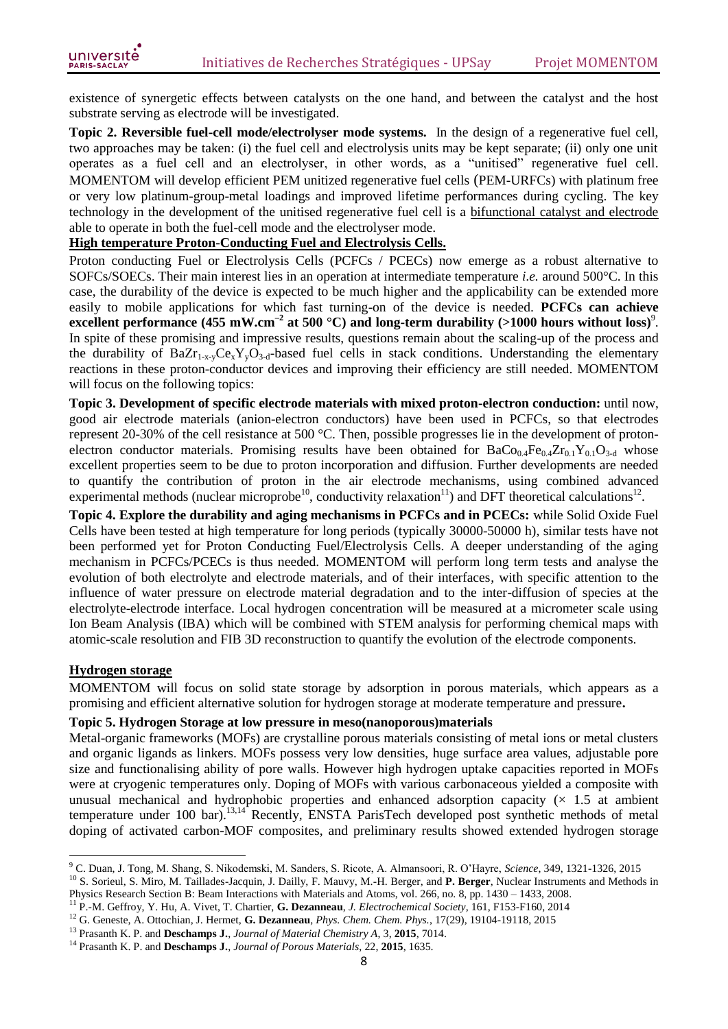existence of synergetic effects between catalysts on the one hand, and between the catalyst and the host substrate serving as electrode will be investigated.

**Topic 2. Reversible fuel-cell mode/electrolyser mode systems.** In the design of a regenerative fuel cell, two approaches may be taken: (i) the fuel cell and electrolysis units may be kept separate; (ii) only one unit operates as a fuel cell and an electrolyser, in other words, as a "unitised" regenerative fuel cell. MOMENTOM will develop efficient PEM unitized regenerative fuel cells (PEM-URFCs) with platinum free or very low platinum-group-metal loadings and improved lifetime performances during cycling. The key technology in the development of the unitised regenerative fuel cell is a bifunctional catalyst and electrode able to operate in both the fuel-cell mode and the electrolyser mode.

**High temperature Proton-Conducting Fuel and Electrolysis Cells.**

Proton conducting Fuel or Electrolysis Cells (PCFCs / PCECs) now emerge as a robust alternative to SOFCs/SOECs. Their main interest lies in an operation at intermediate temperature *i.e.* around 500°C. In this case, the durability of the device is expected to be much higher and the applicability can be extended more easily to mobile applications for which fast turning-on of the device is needed. **PCFCs can achieve excellent performance (455 mW.cm$^{-2}$ at 500 °C) and long-term durability (>1000 hours without loss)**[9]. In spite of these promising and impressive results, questions remain about the scaling-up of the process and the durability of $BaZr_{1-x-y}Ce_xY_yO_{3-d}$-based fuel cells in stack conditions. Understanding the elementary reactions in these proton-conductor devices and improving their efficiency are still needed. MOMENTOM will focus on the following topics:

**Topic 3. Development of specific electrode materials with mixed proton-electron conduction:** until now, good air electrode materials (anion-electron conductors) have been used in PCFCs, so that electrodes represent 20-30% of the cell resistance at 500 °C. Then, possible progresses lie in the development of proton-electron conductor materials. Promising results have been obtained for $BaCo_{0.4}Fe_{0.4}Zr_{0.1}Y_{0.1}O_{3-d}$ whose excellent properties seem to be due to proton incorporation and diffusion. Further developments are needed to quantify the contribution of proton in the air electrode mechanisms, using combined advanced experimental methods (nuclear microprobe[10], conductivity relaxation[11]) and DFT theoretical calculations[12].

**Topic 4. Explore the durability and aging mechanisms in PCFCs and in PCECs:** while Solid Oxide Fuel Cells have been tested at high temperature for long periods (typically 30000-50000 h), similar tests have not been performed yet for Proton Conducting Fuel/Electrolysis Cells. A deeper understanding of the aging mechanism in PCFCs/PCECs is thus needed. MOMENTOM will perform long term tests and analyse the evolution of both electrolyte and electrode materials, and of their interfaces, with specific attention to the influence of water pressure on electrode material degradation and to the inter-diffusion of species at the electrolyte-electrode interface. Local hydrogen concentration will be measured at a micrometer scale using Ion Beam Analysis (IBA) which will be combined with STEM analysis for performing chemical maps with atomic-scale resolution and FIB 3D reconstruction to quantify the evolution of the electrode components.

**Hydrogen storage**

MOMENTOM will focus on solid state storage by adsorption in porous materials, which appears as a promising and efficient alternative solution for hydrogen storage at moderate temperature and pressure**.**

**Topic 5. Hydrogen Storage at low pressure in meso(nanoporous)materials**

Metal-organic frameworks (MOFs) are crystalline porous materials consisting of metal ions or metal clusters and organic ligands as linkers. MOFs possess very low densities, huge surface area values, adjustable pore size and functionalising ability of pore walls. However high hydrogen uptake capacities reported in MOFs were at cryogenic temperatures only. Doping of MOFs with various carbonaceous yielded a composite with unusual mechanical and hydrophobic properties and enhanced adsorption capacity (× 1.5 at ambient temperature under 100 bar).[13,14] Recently, ENSTA ParisTech developed post synthetic methods of metal doping of activated carbon-MOF composites, and preliminary results showed extended hydrogen storage

---

[9] C. Duan, J. Tong, M. Shang, S. Nikodemski, M. Sanders, S. Ricote, A. Almansoori, R. O'Hayre, *Science*, 349, 1321-1326, 2015

[10] S. Sorieul, S. Miro, M. Taillades-Jacquin, J. Dailly, F. Mauvy, M.-H. Berger, and **P. Berger**, Nuclear Instruments and Methods in Physics Research Section B: Beam Interactions with Materials and Atoms, vol. 266, no. 8, pp. 1430 – 1433, 2008.

[11] P.-M. Geffroy, Y. Hu, A. Vivet, T. Chartier, **G. Dezanneau**, *J. Electrochemical Society*, 161, F153-F160, 2014

[12] G. Geneste, A. Ottochian, J. Hermet, **G. Dezanneau**, *Phys. Chem. Chem. Phys.*, 17(29), 19104-19118, 2015

[13] Prasanth K. P. and **Deschamps J.**, *Journal of Material Chemistry A*, 3, **2015**, 7014.

[14] Prasanth K. P. and **Deschamps J.**, *Journal of Porous Materials*, 22, **2015**, 1635.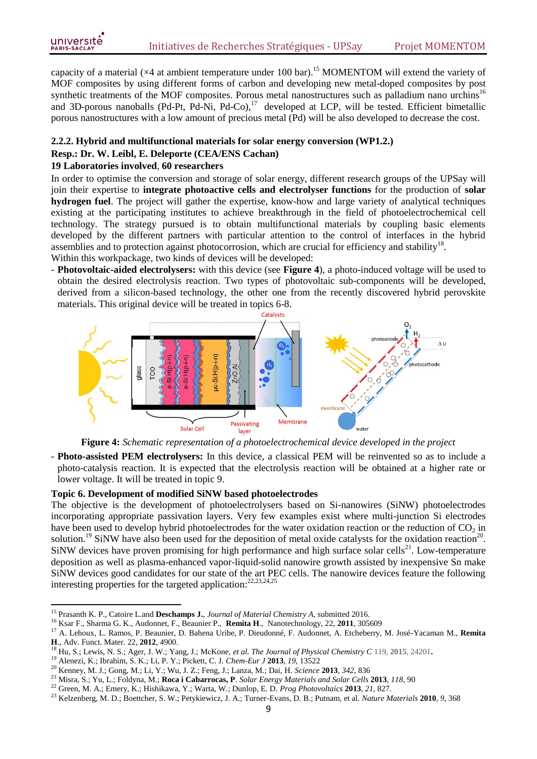capacity of a material (×4 at ambient temperature under 100 bar).[15] MOMENTOM will extend the variety of MOF composites by using different forms of carbon and developing new metal-doped composites by post synthetic treatments of the MOF composites. Porous metal nanostructures such as palladium nano urchins[16] and 3D-porous nanoballs (Pd-Pt, Pd-Ni, Pd-Co),[17] developed at LCP, will be tested. Efficient bimetallic porous nanostructures with a low amount of precious metal (Pd) will be also developed to decrease the cost.

### 2.2.2. Hybrid and multifunctional materials for solar energy conversion (WP1.2.)

**Resp.: Dr. W. Leibl, E. Deleporte (CEA/ENS Cachan)**

**19 Laboratories involved**, **60 researchers**

In order to optimise the conversion and storage of solar energy, different research groups of the UPSay will join their expertise to **integrate photoactive cells and electrolyser functions** for the production of **solar hydrogen fuel**. The project will gather the expertise, know-how and large variety of analytical techniques existing at the participating institutes to achieve breakthrough in the field of photoelectrochemical cell technology. The strategy pursued is to obtain multifunctional materials by coupling basic elements developed by the different partners with particular attention to the control of interfaces in the hybrid assemblies and to protection against photocorrosion, which are crucial for efficiency and stability[18].

Within this workpackage, two kinds of devices will be developed:

- **Photovoltaic-aided electrolysers:** with this device (see **Figure 4**), a photo-induced voltage will be used to obtain the desired electrolysis reaction. Two types of photovoltaic sub-components will be developed, derived from a silicon-based technology, the other one from the recently discovered hybrid perovskite materials. This original device will be treated in topics 6-8.

Catalysts

glass TCO a-Si:H(p-i-n) a-Si:H(p-i-n) μc-Si:H(p-i-n) ZnO:Al

Solar Cell Passivating layer Membrane

$O_2$ $H_2$ photoanode ΔU photocathode membrane water

**Figure 4:** *Schematic representation of a photoelectrochemical device developed in the project*

- **Photo-assisted PEM electrolysers:** In this device, a classical PEM will be reinvented so as to include a photo-catalysis reaction. It is expected that the electrolysis reaction will be obtained at a higher rate or lower voltage. It will be treated in topic 9.

#### Topic 6. Development of modified SiNW based photoelectrodes

The objective is the development of photoelectrolysers based on Si-nanowires (SiNW) photoelectrodes incorporating appropriate passivation layers. Very few examples exist where multi-junction Si electrodes have been used to develop hybrid photoelectrodes for the water oxidation reaction or the reduction of $CO_2$ in solution.[19] SiNW have also been used for the deposition of metal oxide catalysts for the oxidation reaction[20]. SiNW devices have proven promising for high performance and high surface solar cells[21]. Low-temperature deposition as well as plasma-enhanced vapor-liquid-solid nanowire growth assisted by inexpensive Sn make SiNW devices good candidates for our state of the art PEC cells. The nanowire devices feature the following interesting properties for the targeted application:[22,23,24,25]

---

[15] Prasanth K. P., Catoire L.and **Deschamps J.**, *Journal of Material Chemistry A*, submitted 2016.

[16] Ksar F., Sharma G. K., Audonnet, F., Beaunier P., **Remita H.**, Nanotechnology, 22, **2011**, 305609

[17] A. Lehoux, L. Ramos, P. Beaunier, D. Bahena Uribe, P. Dieudonné, F. Audonnet, A. Etcheberry, M. José-Yacaman M., **Remita H.**, Adv. Funct. Mater. 22, **2012**, 4900.

[18] Hu, S.; Lewis, N. S.; Ager, J. W.; Yang, J.; McKone, *et al. The Journal of Physical Chemistry C* 119, **2015**, 24201.

[19] Alenezi, K.; Ibrahim, S. K.; Li, P. Y.; Pickett, C. J. *Chem-Eur J* **2013**, *19*, 13522

[20] Kenney, M. J.; Gong, M.; Li, Y.; Wu, J. Z.; Feng, J.; Lanza, M.; Dai, H. *Science* **2013**, *342*, 836

[21] Misra, S.; Yu, L.; Foldyna, M.; **Roca i Cabarrocas, P**. *Solar Energy Materials and Solar Cells* **2013**, *118*, 90

[22] Green, M. A.; Emery, K.; Hishikawa, Y.; Warta, W.; Dunlop, E. D. *Prog Photovoltaics* **2013**, *21*, 827.

[23] Kelzenberg, M. D.; Boettcher, S. W.; Petykiewicz, J. A.; Turner-Evans, D. B.; Putnam, et al. *Nature Materials* **2010**, *9*, 368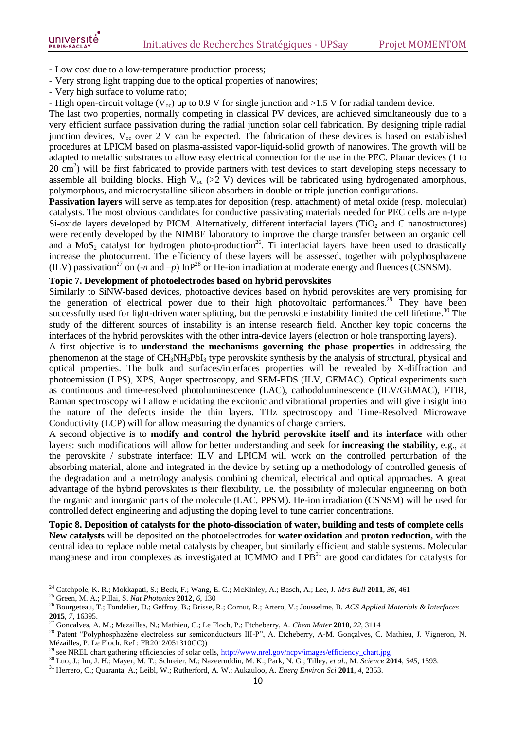- Low cost due to a low-temperature production process;
- Very strong light trapping due to the optical properties of nanowires;
- Very high surface to volume ratio;
- High open-circuit voltage ($V_{oc}$) up to 0.9 V for single junction and >1.5 V for radial tandem device.

The last two properties, normally competing in classical PV devices, are achieved simultaneously due to a very efficient surface passivation during the radial junction solar cell fabrication. By designing triple radial junction devices, $V_{oc}$ over 2 V can be expected. The fabrication of these devices is based on established procedures at LPICM based on plasma-assisted vapor-liquid-solid growth of nanowires. The growth will be adapted to metallic substrates to allow easy electrical connection for the use in the PEC. Planar devices (1 to 20 $cm^2$) will be first fabricated to provide partners with test devices to start developing steps necessary to assemble all building blocks. High $V_{oc}$ (>2 V) devices will be fabricated using hydrogenated amorphous, polymorphous, and microcrystalline silicon absorbers in double or triple junction configurations.

**Passivation layers** will serve as templates for deposition (resp. attachment) of metal oxide (resp. molecular) catalysts. The most obvious candidates for conductive passivating materials needed for PEC cells are n-type Si-oxide layers developed by PICM. Alternatively, different interfacial layers ($TiO_2$ and C nanostructures) were recently developed by the NIMBE laboratory to improve the charge transfer between an organic cell and a $MoS_2$ catalyst for hydrogen photo-production[26]. Ti interfacial layers have been used to drastically increase the photocurrent. The efficiency of these layers will be assessed, together with polyphosphazene (ILV) passivation[27] on (-*n* and –*p*) InP[28] or He-ion irradiation at moderate energy and fluences (CSNSM).

### Topic 7. Development of photoelectrodes based on hybrid perovskites

Similarly to SiNW-based devices, photoactive devices based on hybrid perovskites are very promising for the generation of electrical power due to their high photovoltaic performances.[29] They have been successfully used for light-driven water splitting, but the perovskite instability limited the cell lifetime.[30] The study of the different sources of instability is an intense research field. Another key topic concerns the interfaces of the hybrid perovskites with the other intra-device layers (electron or hole transporting layers).

A first objective is to **understand the mechanisms governing the phase properties** in addressing the phenomenon at the stage of $CH_3NH_3PbI_3$ type perovskite synthesis by the analysis of structural, physical and optical properties. The bulk and surfaces/interfaces properties will be revealed by X-diffraction and photoemission (LPS), XPS, Auger spectroscopy, and SEM-EDS (ILV, GEMAC). Optical experiments such as continuous and time-resolved photoluminescence (LAC), cathodoluminescence (ILV/GEMAC), FTIR, Raman spectroscopy will allow elucidating the excitonic and vibrational properties and will give insight into the nature of the defects inside the thin layers. THz spectroscopy and Time-Resolved Microwave Conductivity (LCP) will for allow measuring the dynamics of charge carriers.

A second objective is to **modify and control the hybrid perovskite itself and its interface** with other layers: such modifications will allow for better understanding and seek for **increasing the stability,** e.g., at the perovskite / substrate interface: ILV and LPICM will work on the controlled perturbation of the absorbing material, alone and integrated in the device by setting up a methodology of controlled genesis of the degradation and a metrology analysis combining chemical, electrical and optical approaches. A great advantage of the hybrid perovskites is their flexibility, i.e. the possibility of molecular engineering on both the organic and inorganic parts of the molecule (LAC, PPSM). He-ion irradiation (CSNSM) will be used for controlled defect engineering and adjusting the doping level to tune carrier concentrations.

### Topic 8. Deposition of catalysts for the photo-dissociation of water, building and tests of complete cells

N**ew catalysts** will be deposited on the photoelectrodes for **water oxidation** and **proton reduction,** with the central idea to replace noble metal catalysts by cheaper, but similarly efficient and stable systems. Molecular manganese and iron complexes as investigated at ICMMO and LPB[31] are good candidates for catalysts for

---

[24] Catchpole, K. R.; Mokkapati, S.; Beck, F.; Wang, E. C.; McKinley, A.; Basch, A.; Lee, J. *Mrs Bull* **2011**, *36*, 461

[25] Green, M. A.; Pillai, S. *Nat Photonics* **2012**, *6*, 130

[26] Bourgeteau, T.; Tondelier, D.; Geffroy, B.; Brisse, R.; Cornut, R.; Artero, V.; Jousselme, B. *ACS Applied Materials & Interfaces* **2015**, *7*, 16395.

[27] Goncalves, A. M.; Mezailles, N.; Mathieu, C.; Le Floch, P.; Etcheberry, A. *Chem Mater* **2010**, *22*, 3114

[28] Patent "Polyphosphazène electroless sur semiconducteurs III-P", A. Etcheberry, A-M. Gonçalves, C. Mathieu, J. Vigneron, N. Mézailles, P. Le Floch. Ref : FR2012/051310GC))

[29] see NREL chart gathering efficiencies of solar cells, http://www.nrel.gov/ncpv/images/efficiency_chart.jpg

[30] Luo, J.; Im, J. H.; Mayer, M. T.; Schreier, M.; Nazeeruddin, M. K.; Park, N. G.; Tilley, *et al.*, M. *Science* **2014**, *345*, 1593.

[31] Herrero, C.; Quaranta, A.; Leibl, W.; Rutherford, A. W.; Aukauloo, A. *Energ Environ Sci* **2011**, *4*, 2353.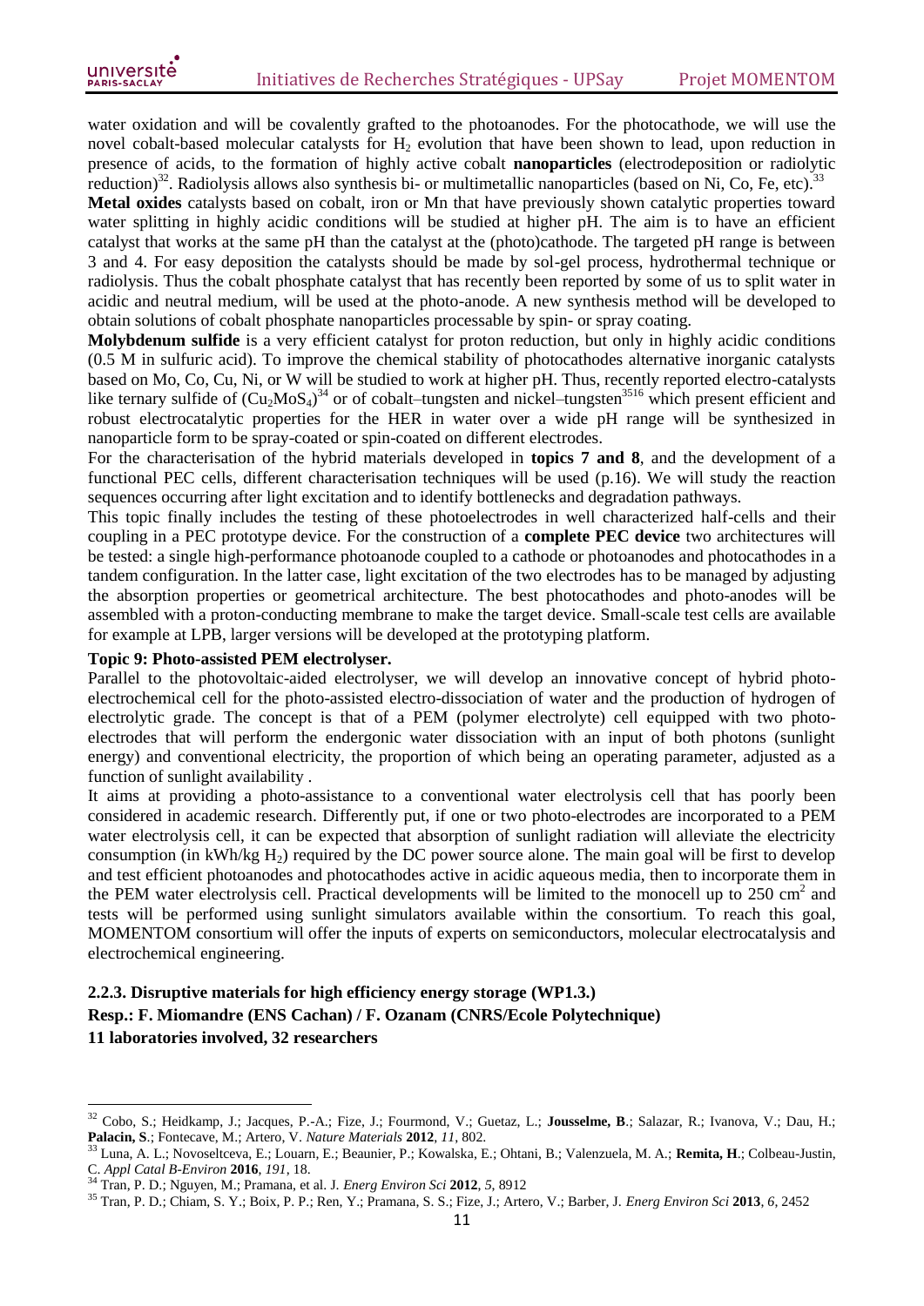water oxidation and will be covalently grafted to the photoanodes. For the photocathode, we will use the novel cobalt-based molecular catalysts for $H_2$ evolution that have been shown to lead, upon reduction in presence of acids, to the formation of highly active cobalt **nanoparticles** (electrodeposition or radiolytic reduction)[32]. Radiolysis allows also synthesis bi- or multimetallic nanoparticles (based on Ni, Co, Fe, etc).[33]

**Metal oxides** catalysts based on cobalt, iron or Mn that have previously shown catalytic properties toward water splitting in highly acidic conditions will be studied at higher pH. The aim is to have an efficient catalyst that works at the same pH than the catalyst at the (photo)cathode. The targeted pH range is between 3 and 4. For easy deposition the catalysts should be made by sol-gel process, hydrothermal technique or radiolysis. Thus the cobalt phosphate catalyst that has recently been reported by some of us to split water in acidic and neutral medium, will be used at the photo-anode. A new synthesis method will be developed to obtain solutions of cobalt phosphate nanoparticles processable by spin- or spray coating.

**Molybdenum sulfide** is a very efficient catalyst for proton reduction, but only in highly acidic conditions (0.5 M in sulfuric acid). To improve the chemical stability of photocathodes alternative inorganic catalysts based on Mo, Co, Cu, Ni, or W will be studied to work at higher pH. Thus, recently reported electro-catalysts like ternary sulfide of ($Cu_2MoS_4$)[34] or of cobalt–tungsten and nickel–tungsten[35][16] which present efficient and robust electrocatalytic properties for the HER in water over a wide pH range will be synthesized in nanoparticle form to be spray-coated or spin-coated on different electrodes.

For the characterisation of the hybrid materials developed in **topics 7 and 8**, and the development of a functional PEC cells, different characterisation techniques will be used (p.16). We will study the reaction sequences occurring after light excitation and to identify bottlenecks and degradation pathways.

This topic finally includes the testing of these photoelectrodes in well characterized half-cells and their coupling in a PEC prototype device. For the construction of a **complete PEC device** two architectures will be tested: a single high-performance photoanode coupled to a cathode or photoanodes and photocathodes in a tandem configuration. In the latter case, light excitation of the two electrodes has to be managed by adjusting the absorption properties or geometrical architecture. The best photocathodes and photo-anodes will be assembled with a proton-conducting membrane to make the target device. Small-scale test cells are available for example at LPB, larger versions will be developed at the prototyping platform.

**Topic 9: Photo-assisted PEM electrolyser.**

Parallel to the photovoltaic-aided electrolyser, we will develop an innovative concept of hybrid photo-electrochemical cell for the photo-assisted electro-dissociation of water and the production of hydrogen of electrolytic grade. The concept is that of a PEM (polymer electrolyte) cell equipped with two photo-electrodes that will perform the endergonic water dissociation with an input of both photons (sunlight energy) and conventional electricity, the proportion of which being an operating parameter, adjusted as a function of sunlight availability .

It aims at providing a photo-assistance to a conventional water electrolysis cell that has poorly been considered in academic research. Differently put, if one or two photo-electrodes are incorporated to a PEM water electrolysis cell, it can be expected that absorption of sunlight radiation will alleviate the electricity consumption (in kWh/kg $H_2$) required by the DC power source alone. The main goal will be first to develop and test efficient photoanodes and photocathodes active in acidic aqueous media, then to incorporate them in the PEM water electrolysis cell. Practical developments will be limited to the monocell up to 250 $cm^2$ and tests will be performed using sunlight simulators available within the consortium. To reach this goal, MOMENTOM consortium will offer the inputs of experts on semiconductors, molecular electrocatalysis and electrochemical engineering.

**2.2.3. Disruptive materials for high efficiency energy storage (WP1.3.)**

**Resp.: F. Miomandre (ENS Cachan) / F. Ozanam (CNRS/Ecole Polytechnique)**

**11 laboratories involved, 32 researchers**

---

[32] Cobo, S.; Heidkamp, J.; Jacques, P.-A.; Fize, J.; Fourmond, V.; Guetaz, L.; **Jousselme, B**.; Salazar, R.; Ivanova, V.; Dau, H.; **Palacin, S**.; Fontecave, M.; Artero, V. *Nature Materials* **2012**, *11*, 802.

[33] Luna, A. L.; Novoseltceva, E.; Louarn, E.; Beaunier, P.; Kowalska, E.; Ohtani, B.; Valenzuela, M. A.; **Remita, H**.; Colbeau-Justin, C. *Appl Catal B-Environ* **2016**, *191*, 18.

[34] Tran, P. D.; Nguyen, M.; Pramana, et al. J. *Energ Environ Sci* **2012**, *5*, 8912

[35] Tran, P. D.; Chiam, S. Y.; Boix, P. P.; Ren, Y.; Pramana, S. S.; Fize, J.; Artero, V.; Barber, J. *Energ Environ Sci* **2013**, *6*, 2452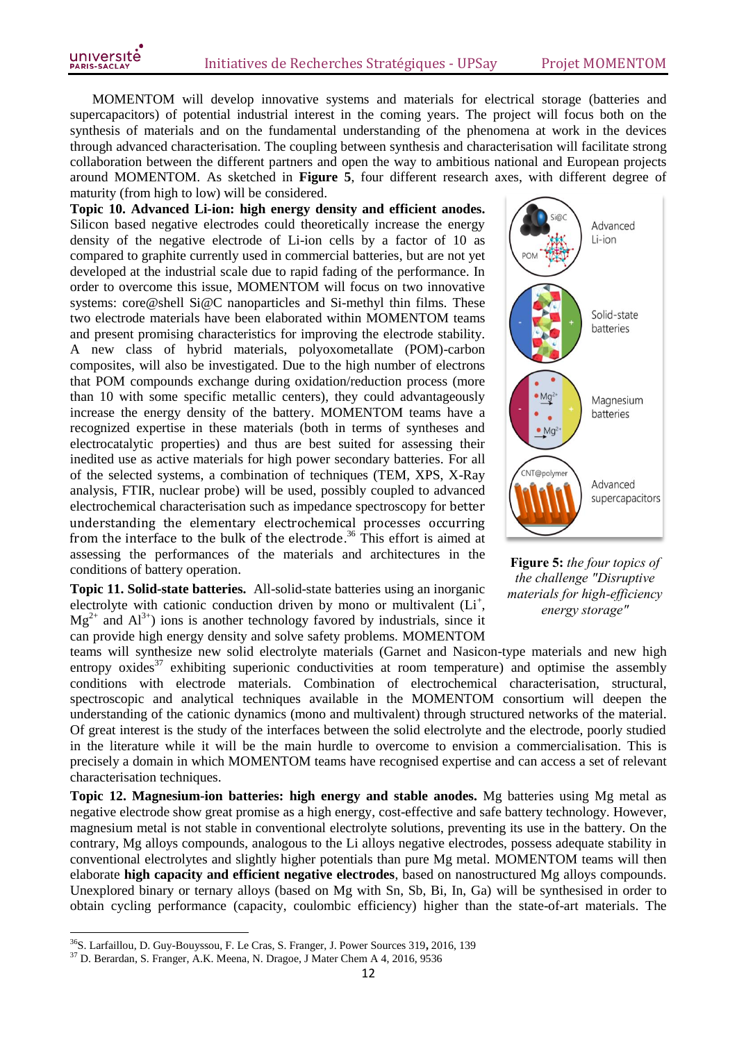MOMENTOM will develop innovative systems and materials for electrical storage (batteries and supercapacitors) of potential industrial interest in the coming years. The project will focus both on the synthesis of materials and on the fundamental understanding of the phenomena at work in the devices through advanced characterisation. The coupling between synthesis and characterisation will facilitate strong collaboration between the different partners and open the way to ambitious national and European projects around MOMENTOM. As sketched in **Figure 5**, four different research axes, with different degree of maturity (from high to low) will be considered.

**Topic 10. Advanced Li-ion: high energy density and efficient anodes.** Silicon based negative electrodes could theoretically increase the energy density of the negative electrode of Li-ion cells by a factor of 10 as compared to graphite currently used in commercial batteries, but are not yet developed at the industrial scale due to rapid fading of the performance. In order to overcome this issue, MOMENTOM will focus on two innovative systems: core@shell Si@C nanoparticles and Si-methyl thin films. These two electrode materials have been elaborated within MOMENTOM teams and present promising characteristics for improving the electrode stability. A new class of hybrid materials, polyoxometallate (POM)-carbon composites, will also be investigated. Due to the high number of electrons that POM compounds exchange during oxidation/reduction process (more than 10 with some specific metallic centers), they could advantageously increase the energy density of the battery. MOMENTOM teams have a recognized expertise in these materials (both in terms of syntheses and electrocatalytic properties) and thus are best suited for assessing their inedited use as active materials for high power secondary batteries. For all of the selected systems, a combination of techniques (TEM, XPS, X-Ray analysis, FTIR, nuclear probe) will be used, possibly coupled to advanced electrochemical characterisation such as impedance spectroscopy for better understanding the elementary electrochemical processes occurring from the interface to the bulk of the electrode.[36] This effort is aimed at assessing the performances of the materials and architectures in the conditions of battery operation.

Si@C
POM
Advanced Li-ion
Solid-state batteries
$Mg^{2+}$
$Mg^{2+}$
Magnesium batteries
CNT@polymer
Advanced supercapacitors

**Figure 5:** *the four topics of the challenge "Disruptive materials for high-efficiency energy storage"*

**Topic 11. Solid-state batteries.** All-solid-state batteries using an inorganic electrolyte with cationic conduction driven by mono or multivalent ($Li^+$, $Mg^{2+}$ and $Al^{3+}$) ions is another technology favored by industrials, since it can provide high energy density and solve safety problems. MOMENTOM teams will synthesize new solid electrolyte materials (Garnet and Nasicon-type materials and new high entropy oxides[37] exhibiting superionic conductivities at room temperature) and optimise the assembly conditions with electrode materials. Combination of electrochemical characterisation, structural, spectroscopic and analytical techniques available in the MOMENTOM consortium will deepen the understanding of the cationic dynamics (mono and multivalent) through structured networks of the material. Of great interest is the study of the interfaces between the solid electrolyte and the electrode, poorly studied in the literature while it will be the main hurdle to overcome to envision a commercialisation. This is precisely a domain in which MOMENTOM teams have recognised expertise and can access a set of relevant characterisation techniques.

**Topic 12. Magnesium-ion batteries: high energy and stable anodes.** Mg batteries using Mg metal as negative electrode show great promise as a high energy, cost-effective and safe battery technology. However, magnesium metal is not stable in conventional electrolyte solutions, preventing its use in the battery. On the contrary, Mg alloys compounds, analogous to the Li alloys negative electrodes, possess adequate stability in conventional electrolytes and slightly higher potentials than pure Mg metal. MOMENTOM teams will then elaborate **high capacity and efficient negative electrodes**, based on nanostructured Mg alloys compounds. Unexplored binary or ternary alloys (based on Mg with Sn, Sb, Bi, In, Ga) will be synthesised in order to obtain cycling performance (capacity, coulombic efficiency) higher than the state-of-art materials. The

[36] S. Larfaillou, D. Guy-Bouyssou, F. Le Cras, S. Franger, J. Power Sources 319, 2016, 139

[37] D. Berardan, S. Franger, A.K. Meena, N. Dragoe, J Mater Chem A 4, 2016, 9536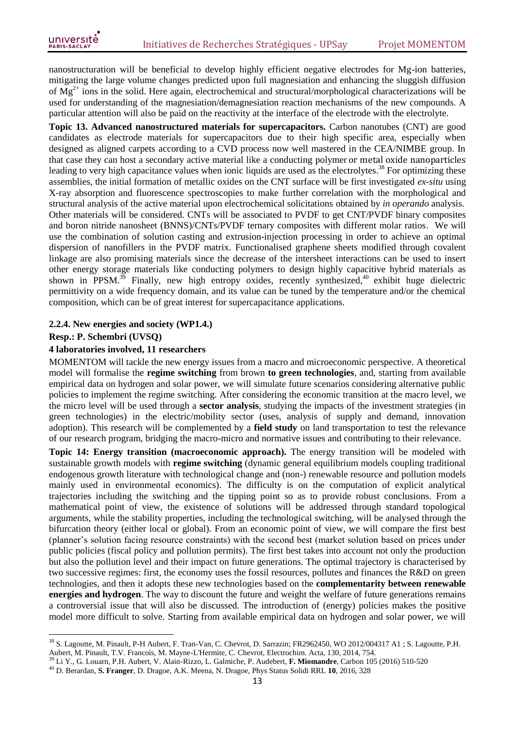nanostructuration will be beneficial to develop highly efficient negative electrodes for Mg-ion batteries, mitigating the large volume changes predicted upon full magnesiation and enhancing the sluggish diffusion of $Mg^{2+}$ ions in the solid. Here again, electrochemical and structural/morphological characterizations will be used for understanding of the magnesiation/demagnesiation reaction mechanisms of the new compounds. A particular attention will also be paid on the reactivity at the interface of the electrode with the electrolyte.

**Topic 13. Advanced nanostructured materials for supercapacitors.** Carbon nanotubes (CNT) are good candidates as electrode materials for supercapacitors due to their high specific area, especially when designed as aligned carpets according to a CVD process now well mastered in the CEA/NIMBE group. In that case they can host a secondary active material like a conducting polymer or metal oxide nanoparticles leading to very high capacitance values when ionic liquids are used as the electrolytes.[38] For optimizing these assemblies, the initial formation of metallic oxides on the CNT surface will be first investigated *ex-situ* using X-ray absorption and fluorescence spectroscopies to make further correlation with the morphological and structural analysis of the active material upon electrochemical solicitations obtained by *in operando* analysis. Other materials will be considered. CNTs will be associated to PVDF to get CNT/PVDF binary composites and boron nitride nanosheet (BNNS)/CNTs/PVDF ternary composites with different molar ratios. We will use the combination of solution casting and extrusion-injection processing in order to achieve an optimal dispersion of nanofillers in the PVDF matrix. Functionalised graphene sheets modified through covalent linkage are also promising materials since the decrease of the intersheet interactions can be used to insert other energy storage materials like conducting polymers to design highly capacitive hybrid materials as shown in PPSM.[39] Finally, new high entropy oxides, recently synthesized,[40] exhibit huge dielectric permittivity on a wide frequency domain, and its value can be tuned by the temperature and/or the chemical composition, which can be of great interest for supercapacitance applications.

### 2.2.4. New energies and society (WP1.4.)

**Resp.: P. Schembri (UVSQ)**

**4 laboratories involved, 11 researchers**

MOMENTOM will tackle the new energy issues from a macro and microeconomic perspective. A theoretical model will formalise the **regime switching** from brown **to green technologies**, and, starting from available empirical data on hydrogen and solar power, we will simulate future scenarios considering alternative public policies to implement the regime switching. After considering the economic transition at the macro level, we the micro level will be used through a **sector analysis**, studying the impacts of the investment strategies (in green technologies) in the electric/mobility sector (uses, analysis of supply and demand, innovation adoption). This research will be complemented by a **field study** on land transportation to test the relevance of our research program, bridging the macro-micro and normative issues and contributing to their relevance.

**Topic 14: Energy transition (macroeconomic approach).** The energy transition will be modeled with sustainable growth models with **regime switching** (dynamic general equilibrium models coupling traditional endogenous growth literature with technological change and (non-) renewable resource and pollution models mainly used in environmental economics). The difficulty is on the computation of explicit analytical trajectories including the switching and the tipping point so as to provide robust conclusions. From a mathematical point of view, the existence of solutions will be addressed through standard topological arguments, while the stability properties, including the technological switching, will be analysed through the bifurcation theory (either local or global). From an economic point of view, we will compare the first best (planner's solution facing resource constraints) with the second best (market solution based on prices under public policies (fiscal policy and pollution permits). The first best takes into account not only the production but also the pollution level and their impact on future generations. The optimal trajectory is characterised by two successive regimes: first, the economy uses the fossil resources, pollutes and finances the R&D on green technologies, and then it adopts these new technologies based on the **complementarity between renewable energies and hydrogen**. The way to discount the future and weight the welfare of future generations remains a controversial issue that will also be discussed. The introduction of (energy) policies makes the positive model more difficult to solve. Starting from available empirical data on hydrogen and solar power, we will

---

[38] S. Lagoutte, M. Pinault, P-H Aubert, F. Tran-Van, C. Chevrot, D. Sarrazin; FR2962450, WO 2012/004317 A1 ; S. Lagoutte, P.H. Aubert, M. Pinault, T.V. Francois, M. Mayne-L'Hermite, C. Chevrot, Electrochim. Acta, 130, 2014, 754.

[39] Li Y., G. Louarn, P.H. Aubert, V. Alain-Rizzo, L. Galmiche, P. Audebert, **F. Miomandre**, Carbon 105 (2016) 510-520

[40] D. Berardan, **S. Franger**, D. Dragoe, A.K. Meena, N. Dragoe, Phys Status Solidi RRL **10**, 2016, 328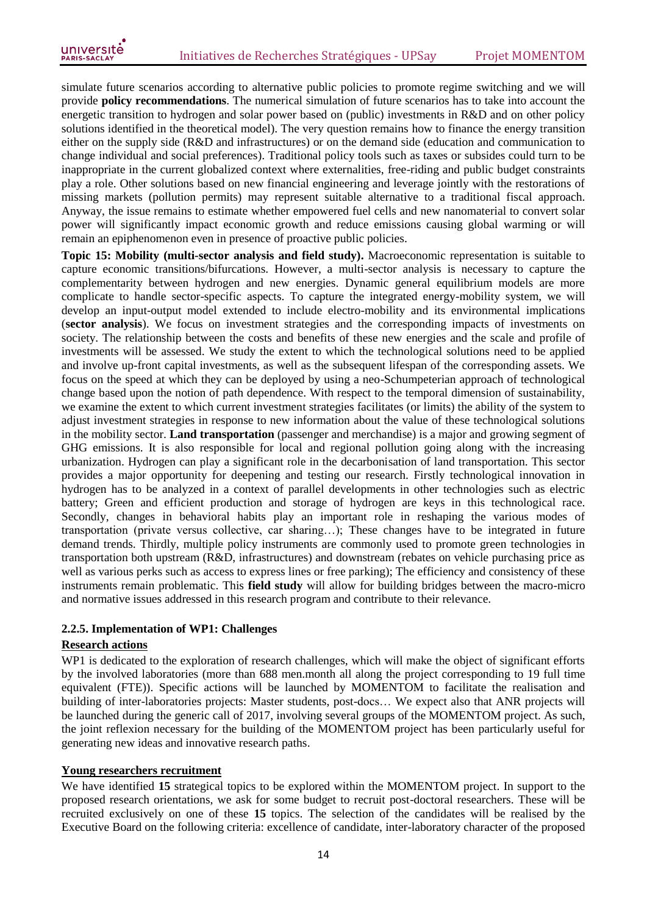simulate future scenarios according to alternative public policies to promote regime switching and we will provide **policy recommendations**. The numerical simulation of future scenarios has to take into account the energetic transition to hydrogen and solar power based on (public) investments in R&D and on other policy solutions identified in the theoretical model). The very question remains how to finance the energy transition either on the supply side (R&D and infrastructures) or on the demand side (education and communication to change individual and social preferences). Traditional policy tools such as taxes or subsides could turn to be inappropriate in the current globalized context where externalities, free-riding and public budget constraints play a role. Other solutions based on new financial engineering and leverage jointly with the restorations of missing markets (pollution permits) may represent suitable alternative to a traditional fiscal approach. Anyway, the issue remains to estimate whether empowered fuel cells and new nanomaterial to convert solar power will significantly impact economic growth and reduce emissions causing global warming or will remain an epiphenomenon even in presence of proactive public policies.

**Topic 15: Mobility (multi-sector analysis and field study).** Macroeconomic representation is suitable to capture economic transitions/bifurcations. However, a multi-sector analysis is necessary to capture the complementarity between hydrogen and new energies. Dynamic general equilibrium models are more complicate to handle sector-specific aspects. To capture the integrated energy-mobility system, we will develop an input-output model extended to include electro-mobility and its environmental implications (**sector analysis**). We focus on investment strategies and the corresponding impacts of investments on society. The relationship between the costs and benefits of these new energies and the scale and profile of investments will be assessed. We study the extent to which the technological solutions need to be applied and involve up-front capital investments, as well as the subsequent lifespan of the corresponding assets. We focus on the speed at which they can be deployed by using a neo-Schumpeterian approach of technological change based upon the notion of path dependence. With respect to the temporal dimension of sustainability, we examine the extent to which current investment strategies facilitates (or limits) the ability of the system to adjust investment strategies in response to new information about the value of these technological solutions in the mobility sector. **Land transportation** (passenger and merchandise) is a major and growing segment of GHG emissions. It is also responsible for local and regional pollution going along with the increasing urbanization. Hydrogen can play a significant role in the decarbonisation of land transportation. This sector provides a major opportunity for deepening and testing our research. Firstly technological innovation in hydrogen has to be analyzed in a context of parallel developments in other technologies such as electric battery; Green and efficient production and storage of hydrogen are keys in this technological race. Secondly, changes in behavioral habits play an important role in reshaping the various modes of transportation (private versus collective, car sharing…); These changes have to be integrated in future demand trends. Thirdly, multiple policy instruments are commonly used to promote green technologies in transportation both upstream (R&D, infrastructures) and downstream (rebates on vehicle purchasing price as well as various perks such as access to express lines or free parking); The efficiency and consistency of these instruments remain problematic. This **field study** will allow for building bridges between the macro-micro and normative issues addressed in this research program and contribute to their relevance.

### 2.2.5. Implementation of WP1: Challenges

**Research actions**

WP1 is dedicated to the exploration of research challenges, which will make the object of significant efforts by the involved laboratories (more than 688 men.month all along the project corresponding to 19 full time equivalent (FTE)). Specific actions will be launched by MOMENTOM to facilitate the realisation and building of inter-laboratories projects: Master students, post-docs… We expect also that ANR projects will be launched during the generic call of 2017, involving several groups of the MOMENTOM project. As such, the joint reflexion necessary for the building of the MOMENTOM project has been particularly useful for generating new ideas and innovative research paths.

**Young researchers recruitment**

We have identified **15** strategical topics to be explored within the MOMENTOM project. In support to the proposed research orientations, we ask for some budget to recruit post-doctoral researchers. These will be recruited exclusively on one of these **15** topics. The selection of the candidates will be realised by the Executive Board on the following criteria: excellence of candidate, inter-laboratory character of the proposed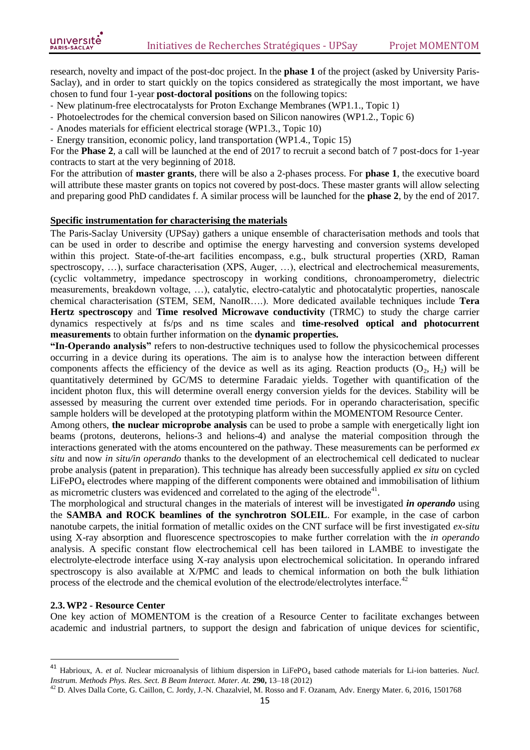research, novelty and impact of the post-doc project. In the **phase 1** of the project (asked by University Paris-Saclay), and in order to start quickly on the topics considered as strategically the most important, we have chosen to fund four 1-year **post-doctoral positions** on the following topics:

- New platinum-free electrocatalysts for Proton Exchange Membranes (WP1.1., Topic 1)
- Photoelectrodes for the chemical conversion based on Silicon nanowires (WP1.2., Topic 6)
- Anodes materials for efficient electrical storage (WP1.3., Topic 10)
- Energy transition, economic policy, land transportation (WP1.4., Topic 15)

For the **Phase 2**, a call will be launched at the end of 2017 to recruit a second batch of 7 post-docs for 1-year contracts to start at the very beginning of 2018.

For the attribution of **master grants**, there will be also a 2-phases process. For **phase 1**, the executive board will attribute these master grants on topics not covered by post-docs. These master grants will allow selecting and preparing good PhD candidates f. A similar process will be launched for the **phase 2**, by the end of 2017.

**Specific instrumentation for characterising the materials**

The Paris-Saclay University (UPSay) gathers a unique ensemble of characterisation methods and tools that can be used in order to describe and optimise the energy harvesting and conversion systems developed within this project. State-of-the-art facilities encompass, e.g., bulk structural properties (XRD, Raman spectroscopy, …), surface characterisation (XPS, Auger, …), electrical and electrochemical measurements, (cyclic voltammetry, impedance spectroscopy in working conditions, chronoamperometry, dielectric measurements, breakdown voltage, …), catalytic, electro-catalytic and photocatalytic properties, nanoscale chemical characterisation (STEM, SEM, NanoIR….). More dedicated available techniques include **Tera Hertz spectroscopy** and **Time resolved Microwave conductivity** (TRMC) to study the charge carrier dynamics respectively at fs/ps and ns time scales and **time-resolved optical and photocurrent measurements** to obtain further information on the **dynamic properties.**

**"In-Operando analysis"** refers to non-destructive techniques used to follow the physicochemical processes occurring in a device during its operations. The aim is to analyse how the interaction between different components affects the efficiency of the device as well as its aging. Reaction products ($O_2$, $H_2$) will be quantitatively determined by GC/MS to determine Faradaic yields. Together with quantification of the incident photon flux, this will determine overall energy conversion yields for the devices. Stability will be assessed by measuring the current over extended time periods. For in operando characterisation, specific sample holders will be developed at the prototyping platform within the MOMENTOM Resource Center.

Among others, **the nuclear microprobe analysis** can be used to probe a sample with energetically light ion beams (protons, deuterons, helions-3 and helions-4) and analyse the material composition through the interactions generated with the atoms encountered on the pathway. These measurements can be performed *ex situ* and now *in situ/in operando* thanks to the development of an electrochemical cell dedicated to nuclear probe analysis (patent in preparation). This technique has already been successfully applied *ex situ* on cycled $LiFePO_4$ electrodes where mapping of the different components were obtained and immobilisation of lithium as micrometric clusters was evidenced and correlated to the aging of the electrode[41].

The morphological and structural changes in the materials of interest will be investigated ***in operando*** using the **SAMBA and ROCK beamlines of the synchrotron SOLEIL**. For example, in the case of carbon nanotube carpets, the initial formation of metallic oxides on the CNT surface will be first investigated *ex-situ* using X-ray absorption and fluorescence spectroscopies to make further correlation with the *in operando* analysis. A specific constant flow electrochemical cell has been tailored in LAMBE to investigate the electrolyte-electrode interface using X-ray analysis upon electrochemical solicitation. In operando infrared spectroscopy is also available at X/PMC and leads to chemical information on both the bulk lithiation process of the electrode and the chemical evolution of the electrode/electrolytes interface.[42]

### 2.3. WP2 - Resource Center

One key action of MOMENTOM is the creation of a Resource Center to facilitate exchanges between academic and industrial partners, to support the design and fabrication of unique devices for scientific,

---

[41] Habrioux, A. *et al.* Nuclear microanalysis of lithium dispersion in $LiFePO_4$ based cathode materials for Li-ion batteries. *Nucl. Instrum. Methods Phys. Res. Sect. B Beam Interact. Mater. At.* **290,** 13–18 (2012)

[42] D. Alves Dalla Corte, G. Caillon, C. Jordy, J.-N. Chazalviel, M. Rosso and F. Ozanam, Adv. Energy Mater. 6, 2016, 1501768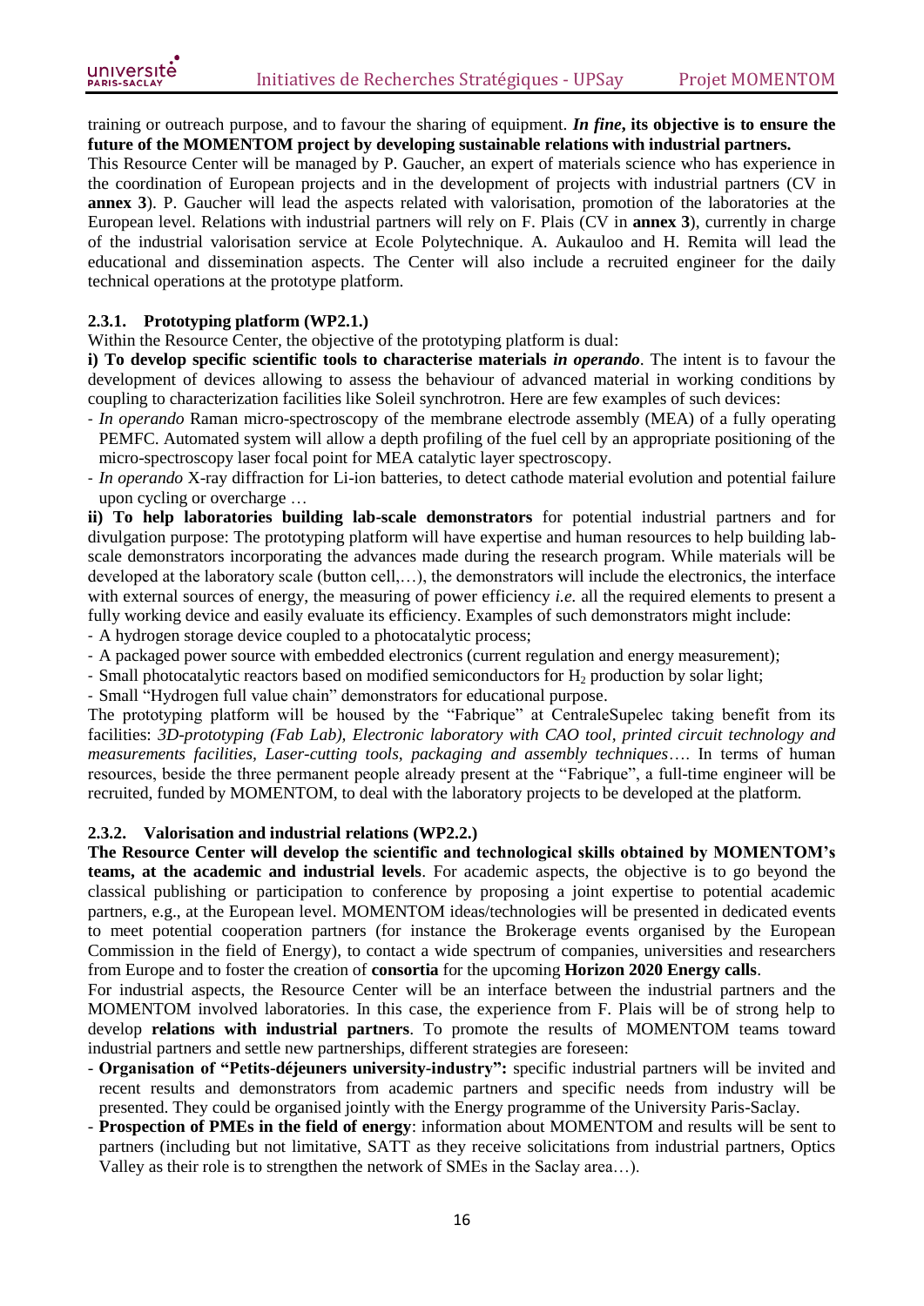training or outreach purpose, and to favour the sharing of equipment. ***In fine*, its objective is to ensure the future of the MOMENTOM project by developing sustainable relations with industrial partners.**

This Resource Center will be managed by P. Gaucher, an expert of materials science who has experience in the coordination of European projects and in the development of projects with industrial partners (CV in **annex 3**). P. Gaucher will lead the aspects related with valorisation, promotion of the laboratories at the European level. Relations with industrial partners will rely on F. Plais (CV in **annex 3**), currently in charge of the industrial valorisation service at Ecole Polytechnique. A. Aukauloo and H. Remita will lead the educational and dissemination aspects. The Center will also include a recruited engineer for the daily technical operations at the prototype platform.

### 2.3.1. Prototyping platform (WP2.1.)

Within the Resource Center, the objective of the prototyping platform is dual:

**i) To develop specific scientific tools to characterise materials *in operando***. The intent is to favour the development of devices allowing to assess the behaviour of advanced material in working conditions by coupling to characterization facilities like Soleil synchrotron. Here are few examples of such devices:

- *In operando* Raman micro-spectroscopy of the membrane electrode assembly (MEA) of a fully operating PEMFC. Automated system will allow a depth profiling of the fuel cell by an appropriate positioning of the micro-spectroscopy laser focal point for MEA catalytic layer spectroscopy.
- *In operando* X-ray diffraction for Li-ion batteries, to detect cathode material evolution and potential failure upon cycling or overcharge …

**ii) To help laboratories building lab-scale demonstrators** for potential industrial partners and for divulgation purpose: The prototyping platform will have expertise and human resources to help building lab-scale demonstrators incorporating the advances made during the research program. While materials will be developed at the laboratory scale (button cell,…), the demonstrators will include the electronics, the interface with external sources of energy, the measuring of power efficiency *i.e.* all the required elements to present a fully working device and easily evaluate its efficiency. Examples of such demonstrators might include:

- A hydrogen storage device coupled to a photocatalytic process;
- A packaged power source with embedded electronics (current regulation and energy measurement);
- Small photocatalytic reactors based on modified semiconductors for $H_2$ production by solar light;
- Small "Hydrogen full value chain" demonstrators for educational purpose.

The prototyping platform will be housed by the "Fabrique" at CentraleSupelec taking benefit from its facilities: *3D-prototyping (Fab Lab), Electronic laboratory with CAO tool, printed circuit technology and measurements facilities, Laser-cutting tools, packaging and assembly techniques*…. In terms of human resources, beside the three permanent people already present at the "Fabrique", a full-time engineer will be recruited, funded by MOMENTOM, to deal with the laboratory projects to be developed at the platform.

### 2.3.2. Valorisation and industrial relations (WP2.2.)

**The Resource Center will develop the scientific and technological skills obtained by MOMENTOM's teams, at the academic and industrial levels**. For academic aspects, the objective is to go beyond the classical publishing or participation to conference by proposing a joint expertise to potential academic partners, e.g., at the European level. MOMENTOM ideas/technologies will be presented in dedicated events to meet potential cooperation partners (for instance the Brokerage events organised by the European Commission in the field of Energy), to contact a wide spectrum of companies, universities and researchers from Europe and to foster the creation of **consortia** for the upcoming **Horizon 2020 Energy calls**.

For industrial aspects, the Resource Center will be an interface between the industrial partners and the MOMENTOM involved laboratories. In this case, the experience from F. Plais will be of strong help to develop **relations with industrial partners**. To promote the results of MOMENTOM teams toward industrial partners and settle new partnerships, different strategies are foreseen:

- **Organisation of "Petits-déjeuners university-industry":** specific industrial partners will be invited and recent results and demonstrators from academic partners and specific needs from industry will be presented. They could be organised jointly with the Energy programme of the University Paris-Saclay.
- **Prospection of PMEs in the field of energy**: information about MOMENTOM and results will be sent to partners (including but not limitative, SATT as they receive solicitations from industrial partners, Optics Valley as their role is to strengthen the network of SMEs in the Saclay area…).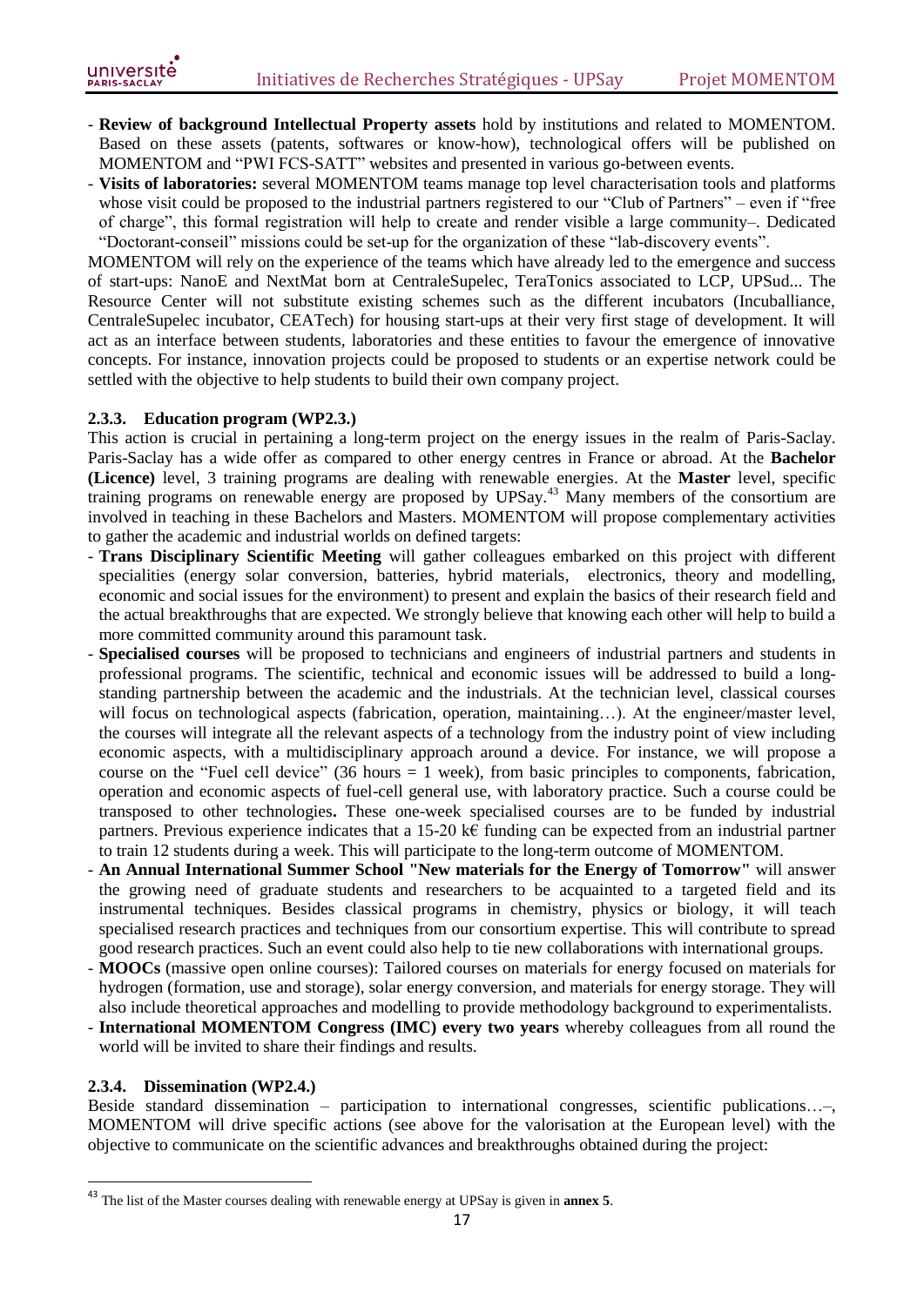- **Review of background Intellectual Property assets** hold by institutions and related to MOMENTOM. Based on these assets (patents, softwares or know-how), technological offers will be published on MOMENTOM and "PWI FCS-SATT" websites and presented in various go-between events.
- **Visits of laboratories:** several MOMENTOM teams manage top level characterisation tools and platforms whose visit could be proposed to the industrial partners registered to our "Club of Partners" – even if "free of charge", this formal registration will help to create and render visible a large community–. Dedicated "Doctorant-conseil" missions could be set-up for the organization of these "lab-discovery events".

MOMENTOM will rely on the experience of the teams which have already led to the emergence and success of start-ups: NanoE and NextMat born at CentraleSupelec, TeraTonics associated to LCP, UPSud... The Resource Center will not substitute existing schemes such as the different incubators (Incuballiance, CentraleSupelec incubator, CEATech) for housing start-ups at their very first stage of development. It will act as an interface between students, laboratories and these entities to favour the emergence of innovative concepts. For instance, innovation projects could be proposed to students or an expertise network could be settled with the objective to help students to build their own company project.

### 2.3.3. Education program (WP2.3.)

This action is crucial in pertaining a long-term project on the energy issues in the realm of Paris-Saclay. Paris-Saclay has a wide offer as compared to other energy centres in France or abroad. At the **Bachelor (Licence)** level, 3 training programs are dealing with renewable energies. At the **Master** level, specific training programs on renewable energy are proposed by UPSay.[43] Many members of the consortium are involved in teaching in these Bachelors and Masters. MOMENTOM will propose complementary activities to gather the academic and industrial worlds on defined targets:

- **Trans Disciplinary Scientific Meeting** will gather colleagues embarked on this project with different specialities (energy solar conversion, batteries, hybrid materials, electronics, theory and modelling, economic and social issues for the environment) to present and explain the basics of their research field and the actual breakthroughs that are expected. We strongly believe that knowing each other will help to build a more committed community around this paramount task.
- **Specialised courses** will be proposed to technicians and engineers of industrial partners and students in professional programs. The scientific, technical and economic issues will be addressed to build a long-standing partnership between the academic and the industrials. At the technician level, classical courses will focus on technological aspects (fabrication, operation, maintaining…). At the engineer/master level, the courses will integrate all the relevant aspects of a technology from the industry point of view including economic aspects, with a multidisciplinary approach around a device. For instance, we will propose a course on the "Fuel cell device" (36 hours = 1 week), from basic principles to components, fabrication, operation and economic aspects of fuel-cell general use, with laboratory practice. Such a course could be transposed to other technologies**.** These one-week specialised courses are to be funded by industrial partners. Previous experience indicates that a 15-20 k€ funding can be expected from an industrial partner to train 12 students during a week. This will participate to the long-term outcome of MOMENTOM.
- **An Annual International Summer School "New materials for the Energy of Tomorrow"** will answer the growing need of graduate students and researchers to be acquainted to a targeted field and its instrumental techniques. Besides classical programs in chemistry, physics or biology, it will teach specialised research practices and techniques from our consortium expertise. This will contribute to spread good research practices. Such an event could also help to tie new collaborations with international groups.
- **MOOCs** (massive open online courses): Tailored courses on materials for energy focused on materials for hydrogen (formation, use and storage), solar energy conversion, and materials for energy storage. They will also include theoretical approaches and modelling to provide methodology background to experimentalists.
- **International MOMENTOM Congress (IMC) every two years** whereby colleagues from all round the world will be invited to share their findings and results.

### 2.3.4. Dissemination (WP2.4.)

Beside standard dissemination – participation to international congresses, scientific publications…–, MOMENTOM will drive specific actions (see above for the valorisation at the European level) with the objective to communicate on the scientific advances and breakthroughs obtained during the project:

[43] The list of the Master courses dealing with renewable energy at UPSay is given in **annex 5**.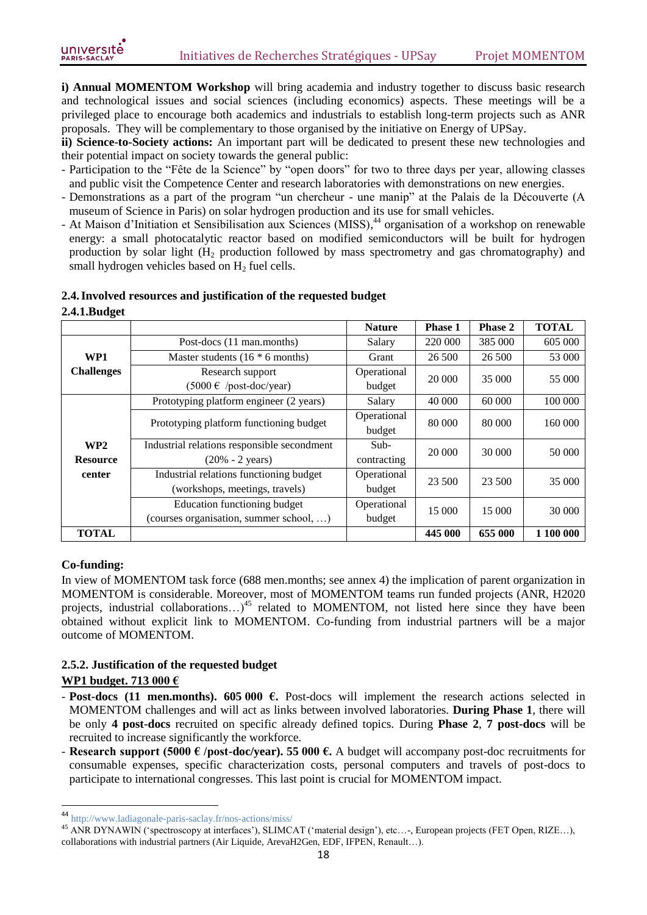**i) Annual MOMENTOM Workshop** will bring academia and industry together to discuss basic research and technological issues and social sciences (including economics) aspects. These meetings will be a privileged place to encourage both academics and industrials to establish long-term projects such as ANR proposals. They will be complementary to those organised by the initiative on Energy of UPSay.

**ii) Science-to-Society actions:** An important part will be dedicated to present these new technologies and their potential impact on society towards the general public:

- Participation to the "Fête de la Science" by "open doors" for two to three days per year, allowing classes and public visit the Competence Center and research laboratories with demonstrations on new energies.
- Demonstrations as a part of the program "un chercheur - une manip" at the Palais de la Découverte (A museum of Science in Paris) on solar hydrogen production and its use for small vehicles.
- At Maison d'Initiation et Sensibilisation aux Sciences (MISS),[44] organisation of a workshop on renewable energy: a small photocatalytic reactor based on modified semiconductors will be built for hydrogen production by solar light ($H_2$ production followed by mass spectrometry and gas chromatography) and small hydrogen vehicles based on $H_2$ fuel cells.

### 2.4. Involved resources and justification of the requested budget

#### 2.4.1. Budget

| | | Nature | Phase 1 | Phase 2 | TOTAL |
|---|---|---|---|---|---|
| **WP1 Challenges** | Post-docs (11 man.months) | Salary | 220 000 | 385 000 | 605 000 |
| | Master students (16 * 6 months) | Grant | 26 500 | 26 500 | 53 000 |
| | Research support (5000 € /post-doc/year) | Operational budget | 20 000 | 35 000 | 55 000 |
| **WP2 Resource center** | Prototyping platform engineer (2 years) | Salary | 40 000 | 60 000 | 100 000 |
| | Prototyping platform functioning budget | Operational budget | 80 000 | 80 000 | 160 000 |
| | Industrial relations responsible secondment (20% - 2 years) | Sub-contracting | 20 000 | 30 000 | 50 000 |
| | Industrial relations functioning budget (workshops, meetings, travels) | Operational budget | 23 500 | 23 500 | 35 000 |
| | Education functioning budget (courses organisation, summer school, …) | Operational budget | 15 000 | 15 000 | 30 000 |
| **TOTAL** | | | **445 000** | **655 000** | **1 100 000** |

**Co-funding:**

In view of MOMENTOM task force (688 men.months; see annex 4) the implication of parent organization in MOMENTOM is considerable. Moreover, most of MOMENTOM teams run funded projects (ANR, H2020 projects, industrial collaborations…)[45] related to MOMENTOM, not listed here since they have been obtained without explicit link to MOMENTOM. Co-funding from industrial partners will be a major outcome of MOMENTOM.

### 2.5.2. Justification of the requested budget

**<u>WP1 budget. 713 000 €</u>**

- **Post-docs (11 men.months). 605 000 €.** Post-docs will implement the research actions selected in MOMENTOM challenges and will act as links between involved laboratories. **During Phase 1**, there will be only **4 post-docs** recruited on specific already defined topics. During **Phase 2**, **7 post-docs** will be recruited to increase significantly the workforce.
- **Research support (5000 € /post-doc/year). 55 000 €.** A budget will accompany post-doc recruitments for consumable expenses, specific characterization costs, personal computers and travels of post-docs to participate to international congresses. This last point is crucial for MOMENTOM impact.

---

[44] http://www.ladiagonale-paris-saclay.fr/nos-actions/miss/

[45] ANR DYNAWIN ('spectroscopy at interfaces'), SLIMCAT ('material design'), etc…-, European projects (FET Open, RIZE…), collaborations with industrial partners (Air Liquide, ArevaH2Gen, EDF, IFPEN, Renault…).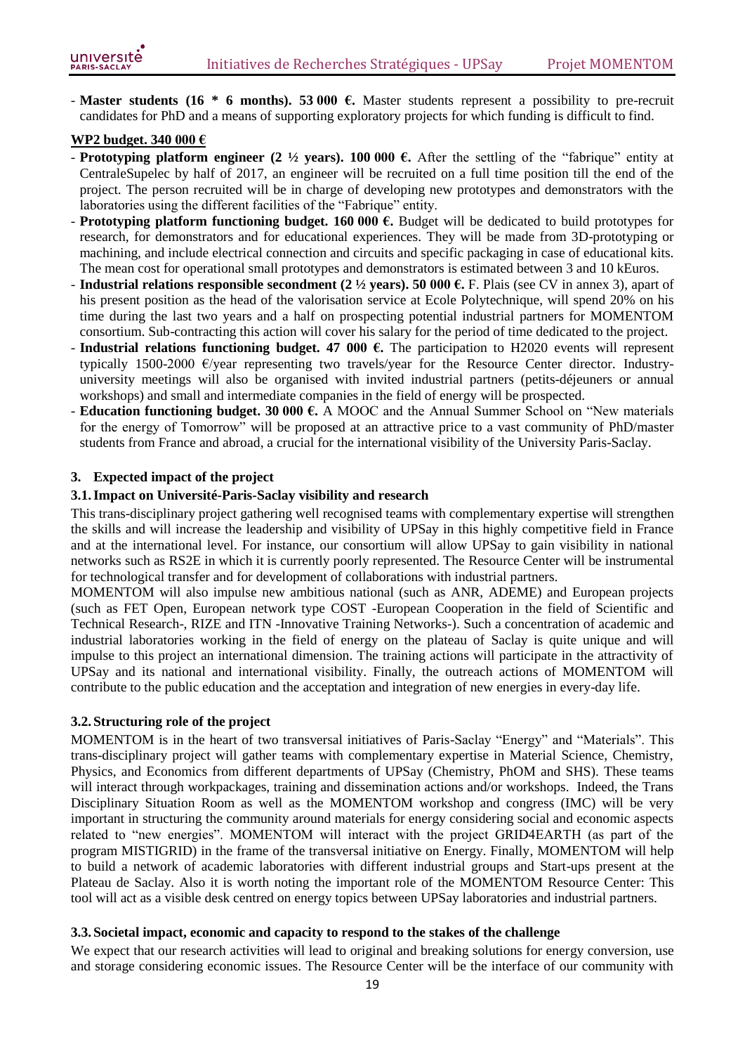- **Master students (16 * 6 months). 53 000 €.** Master students represent a possibility to pre-recruit candidates for PhD and a means of supporting exploratory projects for which funding is difficult to find.

**WP2 budget. 340 000 €**

- **Prototyping platform engineer (2 ½ years). 100 000 €.** After the settling of the "fabrique" entity at CentraleSupelec by half of 2017, an engineer will be recruited on a full time position till the end of the project. The person recruited will be in charge of developing new prototypes and demonstrators with the laboratories using the different facilities of the "Fabrique" entity.
- **Prototyping platform functioning budget. 160 000 €.** Budget will be dedicated to build prototypes for research, for demonstrators and for educational experiences. They will be made from 3D-prototyping or machining, and include electrical connection and circuits and specific packaging in case of educational kits. The mean cost for operational small prototypes and demonstrators is estimated between 3 and 10 kEuros.
- **Industrial relations responsible secondment (2 ½ years). 50 000 €.** F. Plais (see CV in annex 3), apart of his present position as the head of the valorisation service at Ecole Polytechnique, will spend 20% on his time during the last two years and a half on prospecting potential industrial partners for MOMENTOM consortium. Sub-contracting this action will cover his salary for the period of time dedicated to the project.
- **Industrial relations functioning budget. 47 000 €.** The participation to H2020 events will represent typically 1500-2000 €/year representing two travels/year for the Resource Center director. Industry-university meetings will also be organised with invited industrial partners (petits-déjeuners or annual workshops) and small and intermediate companies in the field of energy will be prospected.
- **Education functioning budget. 30 000 €.** A MOOC and the Annual Summer School on "New materials for the energy of Tomorrow" will be proposed at an attractive price to a vast community of PhD/master students from France and abroad, a crucial for the international visibility of the University Paris-Saclay.

## 3. Expected impact of the project

### 3.1. Impact on Université-Paris-Saclay visibility and research

This trans-disciplinary project gathering well recognised teams with complementary expertise will strengthen the skills and will increase the leadership and visibility of UPSay in this highly competitive field in France and at the international level. For instance, our consortium will allow UPSay to gain visibility in national networks such as RS2E in which it is currently poorly represented. The Resource Center will be instrumental for technological transfer and for development of collaborations with industrial partners.

MOMENTOM will also impulse new ambitious national (such as ANR, ADEME) and European projects (such as FET Open, European network type COST -European Cooperation in the field of Scientific and Technical Research-, RIZE and ITN -Innovative Training Networks-). Such a concentration of academic and industrial laboratories working in the field of energy on the plateau of Saclay is quite unique and will impulse to this project an international dimension. The training actions will participate in the attractivity of UPSay and its national and international visibility. Finally, the outreach actions of MOMENTOM will contribute to the public education and the acceptation and integration of new energies in every-day life.

### 3.2. Structuring role of the project

MOMENTOM is in the heart of two transversal initiatives of Paris-Saclay "Energy" and "Materials". This trans-disciplinary project will gather teams with complementary expertise in Material Science, Chemistry, Physics, and Economics from different departments of UPSay (Chemistry, PhOM and SHS). These teams will interact through workpackages, training and dissemination actions and/or workshops. Indeed, the Trans Disciplinary Situation Room as well as the MOMENTOM workshop and congress (IMC) will be very important in structuring the community around materials for energy considering social and economic aspects related to "new energies". MOMENTOM will interact with the project GRID4EARTH (as part of the program MISTIGRID) in the frame of the transversal initiative on Energy. Finally, MOMENTOM will help to build a network of academic laboratories with different industrial groups and Start-ups present at the Plateau de Saclay. Also it is worth noting the important role of the MOMENTOM Resource Center: This tool will act as a visible desk centred on energy topics between UPSay laboratories and industrial partners.

### 3.3. Societal impact, economic and capacity to respond to the stakes of the challenge

We expect that our research activities will lead to original and breaking solutions for energy conversion, use and storage considering economic issues. The Resource Center will be the interface of our community with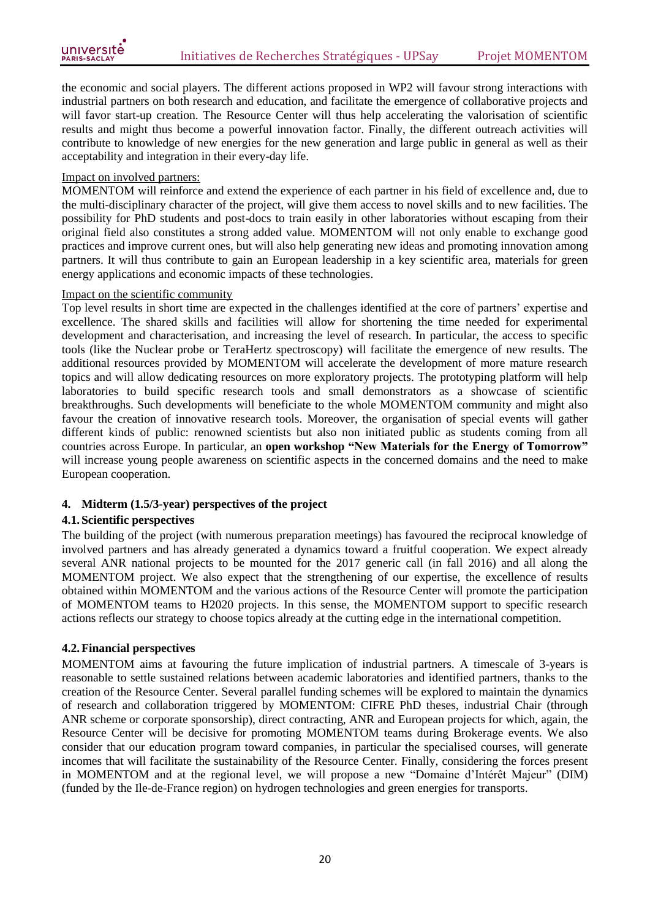the economic and social players. The different actions proposed in WP2 will favour strong interactions with industrial partners on both research and education, and facilitate the emergence of collaborative projects and will favor start-up creation. The Resource Center will thus help accelerating the valorisation of scientific results and might thus become a powerful innovation factor. Finally, the different outreach activities will contribute to knowledge of new energies for the new generation and large public in general as well as their acceptability and integration in their every-day life.

Impact on involved partners:

MOMENTOM will reinforce and extend the experience of each partner in his field of excellence and, due to the multi-disciplinary character of the project, will give them access to novel skills and to new facilities. The possibility for PhD students and post-docs to train easily in other laboratories without escaping from their original field also constitutes a strong added value. MOMENTOM will not only enable to exchange good practices and improve current ones, but will also help generating new ideas and promoting innovation among partners. It will thus contribute to gain an European leadership in a key scientific area, materials for green energy applications and economic impacts of these technologies.

Impact on the scientific community

Top level results in short time are expected in the challenges identified at the core of partners' expertise and excellence. The shared skills and facilities will allow for shortening the time needed for experimental development and characterisation, and increasing the level of research. In particular, the access to specific tools (like the Nuclear probe or TeraHertz spectroscopy) will facilitate the emergence of new results. The additional resources provided by MOMENTOM will accelerate the development of more mature research topics and will allow dedicating resources on more exploratory projects. The prototyping platform will help laboratories to build specific research tools and small demonstrators as a showcase of scientific breakthroughs. Such developments will beneficiate to the whole MOMENTOM community and might also favour the creation of innovative research tools. Moreover, the organisation of special events will gather different kinds of public: renowned scientists but also non initiated public as students coming from all countries across Europe. In particular, an **open workshop "New Materials for the Energy of Tomorrow"** will increase young people awareness on scientific aspects in the concerned domains and the need to make European cooperation.

## 4. Midterm (1.5/3-year) perspectives of the project

### 4.1. Scientific perspectives

The building of the project (with numerous preparation meetings) has favoured the reciprocal knowledge of involved partners and has already generated a dynamics toward a fruitful cooperation. We expect already several ANR national projects to be mounted for the 2017 generic call (in fall 2016) and all along the MOMENTOM project. We also expect that the strengthening of our expertise, the excellence of results obtained within MOMENTOM and the various actions of the Resource Center will promote the participation of MOMENTOM teams to H2020 projects. In this sense, the MOMENTOM support to specific research actions reflects our strategy to choose topics already at the cutting edge in the international competition.

### 4.2. Financial perspectives

MOMENTOM aims at favouring the future implication of industrial partners. A timescale of 3-years is reasonable to settle sustained relations between academic laboratories and identified partners, thanks to the creation of the Resource Center. Several parallel funding schemes will be explored to maintain the dynamics of research and collaboration triggered by MOMENTOM: CIFRE PhD theses, industrial Chair (through ANR scheme or corporate sponsorship), direct contracting, ANR and European projects for which, again, the Resource Center will be decisive for promoting MOMENTOM teams during Brokerage events. We also consider that our education program toward companies, in particular the specialised courses, will generate incomes that will facilitate the sustainability of the Resource Center. Finally, considering the forces present in MOMENTOM and at the regional level, we will propose a new "Domaine d'Intérêt Majeur" (DIM) (funded by the Ile-de-France region) on hydrogen technologies and green energies for transports.